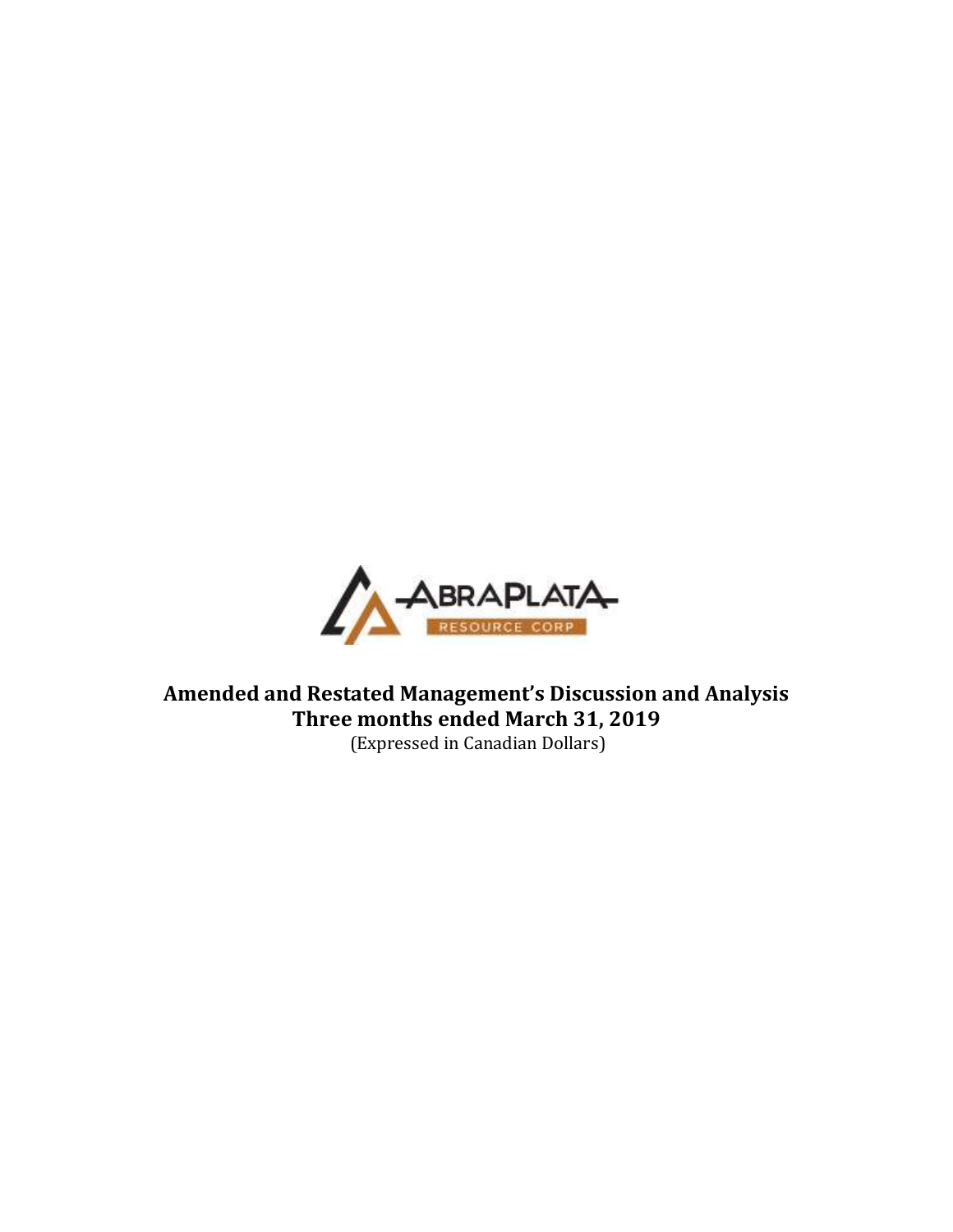ABRAPLATA RESOURCE CORP

# Amended and Restated Management's Discussion and Analysis
## Three months ended March 31, 2019

(Expressed in Canadian Dollars)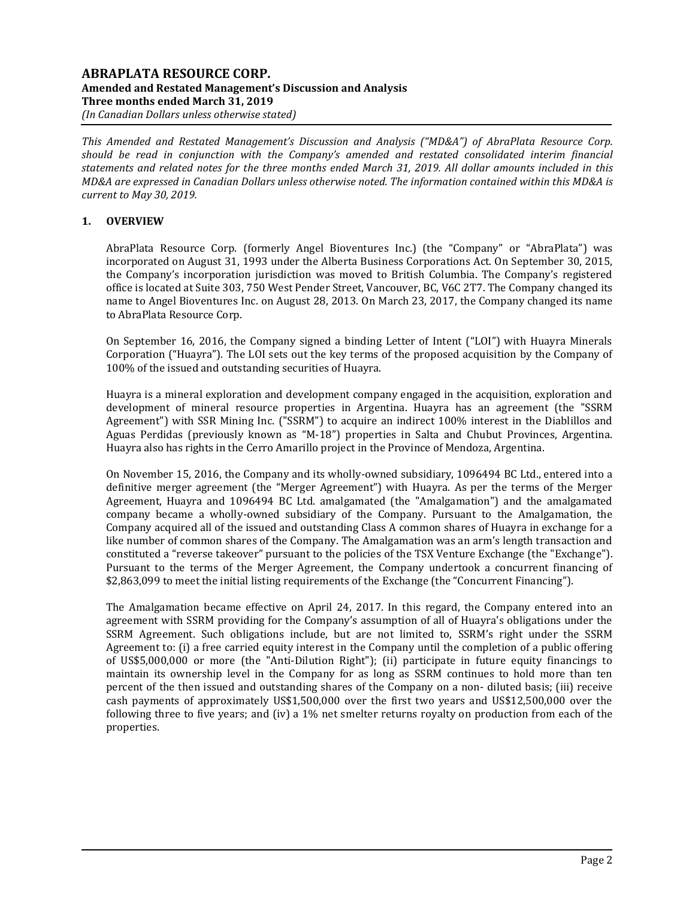This Amended and Restated Management's Discussion and Analysis ("MD&A") of AbraPlata Resource Corp. should be read in conjunction with the Company's amended and restated consolidated interim financial statements and related notes for the three months ended March 31, 2019. All dollar amounts included in this MD&A are expressed in Canadian Dollars unless otherwise noted. The information contained within this MD&A is current to May 30, 2019.*

## 1. OVERVIEW

AbraPlata Resource Corp. (formerly Angel Bioventures Inc.) (the "Company" or "AbraPlata") was incorporated on August 31, 1993 under the Alberta Business Corporations Act. On September 30, 2015, the Company's incorporation jurisdiction was moved to British Columbia. The Company's registered office is located at Suite 303, 750 West Pender Street, Vancouver, BC, V6C 2T7. The Company changed its name to Angel Bioventures Inc. on August 28, 2013. On March 23, 2017, the Company changed its name to AbraPlata Resource Corp.

On September 16, 2016, the Company signed a binding Letter of Intent ("LOI") with Huayra Minerals Corporation ("Huayra"). The LOI sets out the key terms of the proposed acquisition by the Company of 100% of the issued and outstanding securities of Huayra.

Huayra is a mineral exploration and development company engaged in the acquisition, exploration and development of mineral resource properties in Argentina. Huayra has an agreement (the "SSRM Agreement") with SSR Mining Inc. ("SSRM") to acquire an indirect 100% interest in the Diablillos and Aguas Perdidas (previously known as "M-18") properties in Salta and Chubut Provinces, Argentina. Huayra also has rights in the Cerro Amarillo project in the Province of Mendoza, Argentina.

On November 15, 2016, the Company and its wholly-owned subsidiary, 1096494 BC Ltd., entered into a definitive merger agreement (the "Merger Agreement") with Huayra. As per the terms of the Merger Agreement, Huayra and 1096494 BC Ltd. amalgamated (the "Amalgamation") and the amalgamated company became a wholly-owned subsidiary of the Company. Pursuant to the Amalgamation, the Company acquired all of the issued and outstanding Class A common shares of Huayra in exchange for a like number of common shares of the Company. The Amalgamation was an arm's length transaction and constituted a "reverse takeover" pursuant to the policies of the TSX Venture Exchange (the "Exchange"). Pursuant to the terms of the Merger Agreement, the Company undertook a concurrent financing of $2,863,099 to meet the initial listing requirements of the Exchange (the "Concurrent Financing").

The Amalgamation became effective on April 24, 2017. In this regard, the Company entered into an agreement with SSRM providing for the Company's assumption of all of Huayra's obligations under the SSRM Agreement. Such obligations include, but are not limited to, SSRM's right under the SSRM Agreement to: (i) a free carried equity interest in the Company until the completion of a public offering of US$5,000,000 or more (the "Anti-Dilution Right"); (ii) participate in future equity financings to maintain its ownership level in the Company for as long as SSRM continues to hold more than ten percent of the then issued and outstanding shares of the Company on a non- diluted basis; (iii) receive cash payments of approximately US$1,500,000 over the first two years and US$12,500,000 over the following three to five years; and (iv) a 1% net smelter returns royalty on production from each of the properties.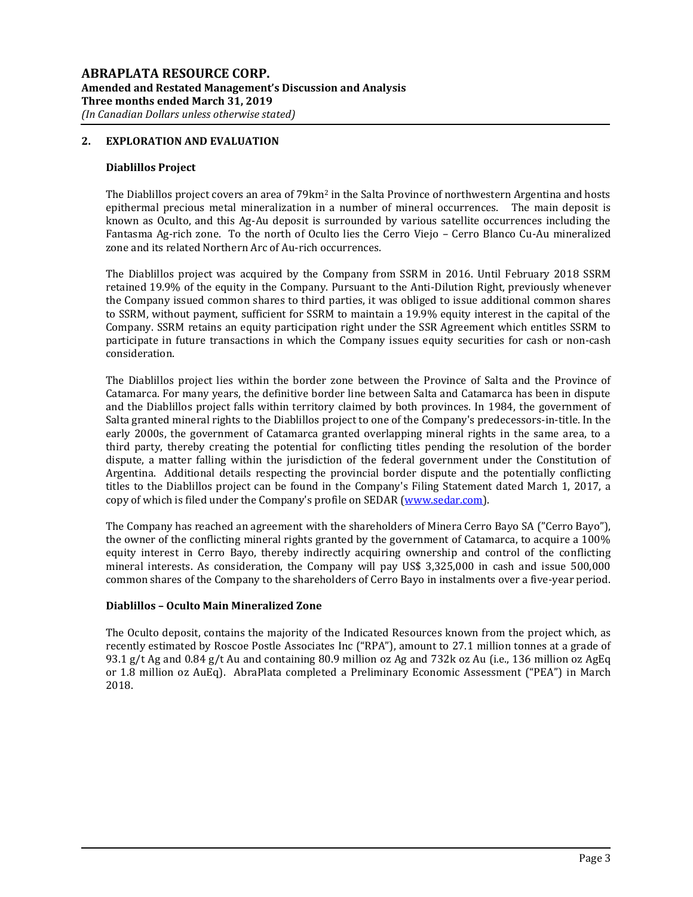## 2. EXPLORATION AND EVALUATION

### Diablillos Project

The Diablillos project covers an area of $79km^2$ in the Salta Province of northwestern Argentina and hosts epithermal precious metal mineralization in a number of mineral occurrences. The main deposit is known as Oculto, and this Ag-Au deposit is surrounded by various satellite occurrences including the Fantasma Ag-rich zone. To the north of Oculto lies the Cerro Viejo – Cerro Blanco Cu-Au mineralized zone and its related Northern Arc of Au-rich occurrences.

The Diablillos project was acquired by the Company from SSRM in 2016. Until February 2018 SSRM retained 19.9% of the equity in the Company. Pursuant to the Anti-Dilution Right, previously whenever the Company issued common shares to third parties, it was obliged to issue additional common shares to SSRM, without payment, sufficient for SSRM to maintain a 19.9% equity interest in the capital of the Company. SSRM retains an equity participation right under the SSR Agreement which entitles SSRM to participate in future transactions in which the Company issues equity securities for cash or non-cash consideration.

The Diablillos project lies within the border zone between the Province of Salta and the Province of Catamarca. For many years, the definitive border line between Salta and Catamarca has been in dispute and the Diablillos project falls within territory claimed by both provinces. In 1984, the government of Salta granted mineral rights to the Diablillos project to one of the Company's predecessors-in-title. In the early 2000s, the government of Catamarca granted overlapping mineral rights in the same area, to a third party, thereby creating the potential for conflicting titles pending the resolution of the border dispute, a matter falling within the jurisdiction of the federal government under the Constitution of Argentina. Additional details respecting the provincial border dispute and the potentially conflicting titles to the Diablillos project can be found in the Company's Filing Statement dated March 1, 2017, a copy of which is filed under the Company's profile on SEDAR (www.sedar.com).

The Company has reached an agreement with the shareholders of Minera Cerro Bayo SA ("Cerro Bayo"), the owner of the conflicting mineral rights granted by the government of Catamarca, to acquire a 100% equity interest in Cerro Bayo, thereby indirectly acquiring ownership and control of the conflicting mineral interests. As consideration, the Company will pay US$ 3,325,000 in cash and issue 500,000 common shares of the Company to the shareholders of Cerro Bayo in instalments over a five-year period.

### Diablillos – Oculto Main Mineralized Zone

The Oculto deposit, contains the majority of the Indicated Resources known from the project which, as recently estimated by Roscoe Postle Associates Inc ("RPA"), amount to 27.1 million tonnes at a grade of 93.1 g/t Ag and 0.84 g/t Au and containing 80.9 million oz Ag and 732k oz Au (i.e., 136 million oz AgEq or 1.8 million oz AuEq). AbraPlata completed a Preliminary Economic Assessment ("PEA") in March 2018.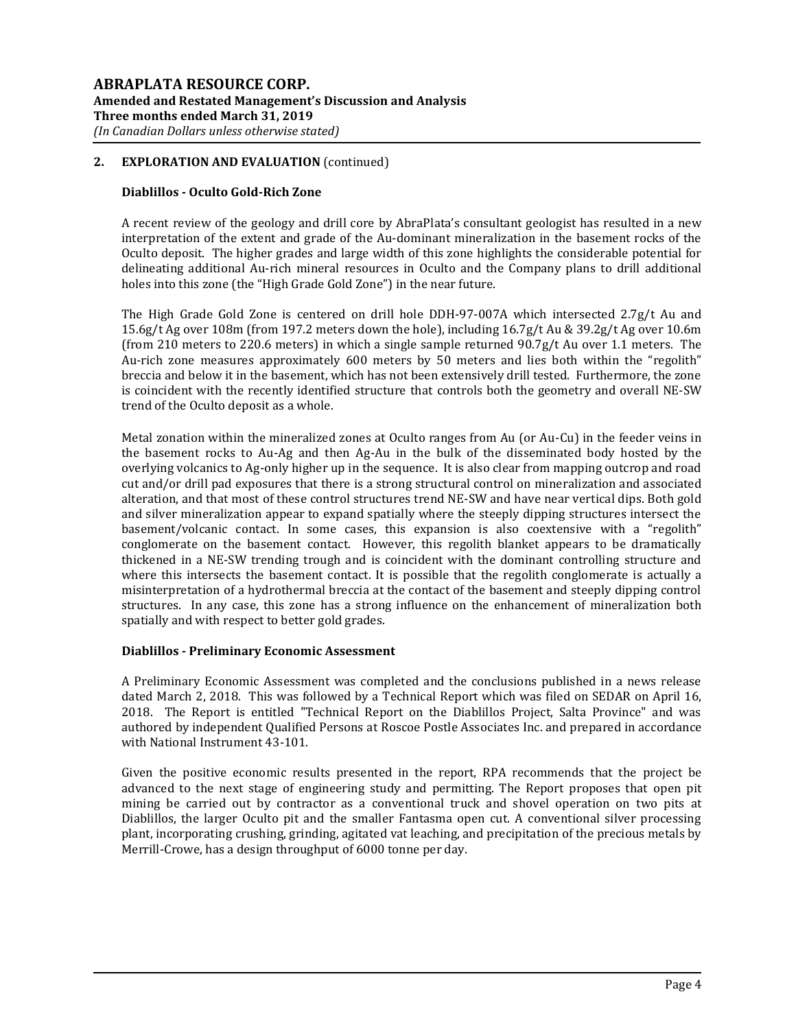## 2. EXPLORATION AND EVALUATION (continued)

### Diablillos - Oculto Gold-Rich Zone

A recent review of the geology and drill core by AbraPlata's consultant geologist has resulted in a new interpretation of the extent and grade of the Au-dominant mineralization in the basement rocks of the Oculto deposit. The higher grades and large width of this zone highlights the considerable potential for delineating additional Au-rich mineral resources in Oculto and the Company plans to drill additional holes into this zone (the "High Grade Gold Zone") in the near future.

The High Grade Gold Zone is centered on drill hole DDH-97-007A which intersected 2.7g/t Au and 15.6g/t Ag over 108m (from 197.2 meters down the hole), including 16.7g/t Au & 39.2g/t Ag over 10.6m (from 210 meters to 220.6 meters) in which a single sample returned 90.7g/t Au over 1.1 meters. The Au-rich zone measures approximately 600 meters by 50 meters and lies both within the "regolith" breccia and below it in the basement, which has not been extensively drill tested. Furthermore, the zone is coincident with the recently identified structure that controls both the geometry and overall NE-SW trend of the Oculto deposit as a whole.

Metal zonation within the mineralized zones at Oculto ranges from Au (or Au-Cu) in the feeder veins in the basement rocks to Au-Ag and then Ag-Au in the bulk of the disseminated body hosted by the overlying volcanics to Ag-only higher up in the sequence. It is also clear from mapping outcrop and road cut and/or drill pad exposures that there is a strong structural control on mineralization and associated alteration, and that most of these control structures trend NE-SW and have near vertical dips. Both gold and silver mineralization appear to expand spatially where the steeply dipping structures intersect the basement/volcanic contact. In some cases, this expansion is also coextensive with a "regolith" conglomerate on the basement contact. However, this regolith blanket appears to be dramatically thickened in a NE-SW trending trough and is coincident with the dominant controlling structure and where this intersects the basement contact. It is possible that the regolith conglomerate is actually a misinterpretation of a hydrothermal breccia at the contact of the basement and steeply dipping control structures. In any case, this zone has a strong influence on the enhancement of mineralization both spatially and with respect to better gold grades.

### Diablillos - Preliminary Economic Assessment

A Preliminary Economic Assessment was completed and the conclusions published in a news release dated March 2, 2018. This was followed by a Technical Report which was filed on SEDAR on April 16, 2018. The Report is entitled "Technical Report on the Diablillos Project, Salta Province" and was authored by independent Qualified Persons at Roscoe Postle Associates Inc. and prepared in accordance with National Instrument 43-101.

Given the positive economic results presented in the report, RPA recommends that the project be advanced to the next stage of engineering study and permitting. The Report proposes that open pit mining be carried out by contractor as a conventional truck and shovel operation on two pits at Diablillos, the larger Oculto pit and the smaller Fantasma open cut. A conventional silver processing plant, incorporating crushing, grinding, agitated vat leaching, and precipitation of the precious metals by Merrill-Crowe, has a design throughput of 6000 tonne per day.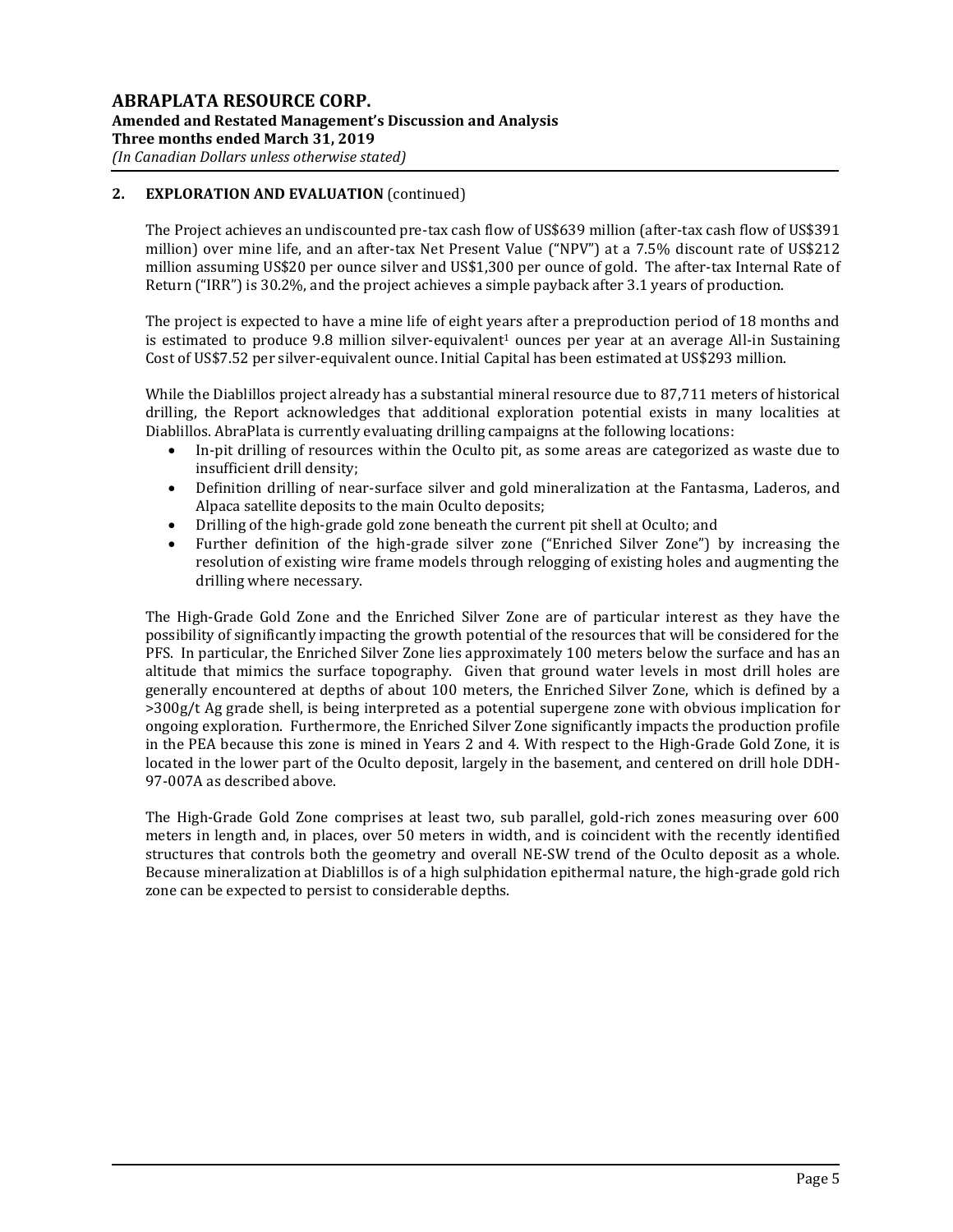## 2. EXPLORATION AND EVALUATION (continued)

The Project achieves an undiscounted pre-tax cash flow of US$639 million (after-tax cash flow of US$391 million) over mine life, and an after-tax Net Present Value ("NPV") at a 7.5% discount rate of US$212 million assuming US$20 per ounce silver and US$1,300 per ounce of gold. The after-tax Internal Rate of Return ("IRR") is 30.2%, and the project achieves a simple payback after 3.1 years of production.

The project is expected to have a mine life of eight years after a preproduction period of 18 months and is estimated to produce 9.8 million silver-equivalent[1] ounces per year at an average All-in Sustaining Cost of US$7.52 per silver-equivalent ounce. Initial Capital has been estimated at US$293 million.

While the Diablillos project already has a substantial mineral resource due to 87,711 meters of historical drilling, the Report acknowledges that additional exploration potential exists in many localities at Diablillos. AbraPlata is currently evaluating drilling campaigns at the following locations:

- In-pit drilling of resources within the Oculto pit, as some areas are categorized as waste due to insufficient drill density;
- Definition drilling of near-surface silver and gold mineralization at the Fantasma, Laderos, and Alpaca satellite deposits to the main Oculto deposits;
- Drilling of the high-grade gold zone beneath the current pit shell at Oculto; and
- Further definition of the high-grade silver zone ("Enriched Silver Zone") by increasing the resolution of existing wire frame models through relogging of existing holes and augmenting the drilling where necessary.

The High-Grade Gold Zone and the Enriched Silver Zone are of particular interest as they have the possibility of significantly impacting the growth potential of the resources that will be considered for the PFS. In particular, the Enriched Silver Zone lies approximately 100 meters below the surface and has an altitude that mimics the surface topography. Given that ground water levels in most drill holes are generally encountered at depths of about 100 meters, the Enriched Silver Zone, which is defined by a >300g/t Ag grade shell, is being interpreted as a potential supergene zone with obvious implication for ongoing exploration. Furthermore, the Enriched Silver Zone significantly impacts the production profile in the PEA because this zone is mined in Years 2 and 4. With respect to the High-Grade Gold Zone, it is located in the lower part of the Oculto deposit, largely in the basement, and centered on drill hole DDH-97-007A as described above.

The High-Grade Gold Zone comprises at least two, sub parallel, gold-rich zones measuring over 600 meters in length and, in places, over 50 meters in width, and is coincident with the recently identified structures that controls both the geometry and overall NE-SW trend of the Oculto deposit as a whole. Because mineralization at Diablillos is of a high sulphidation epithermal nature, the high-grade gold rich zone can be expected to persist to considerable depths.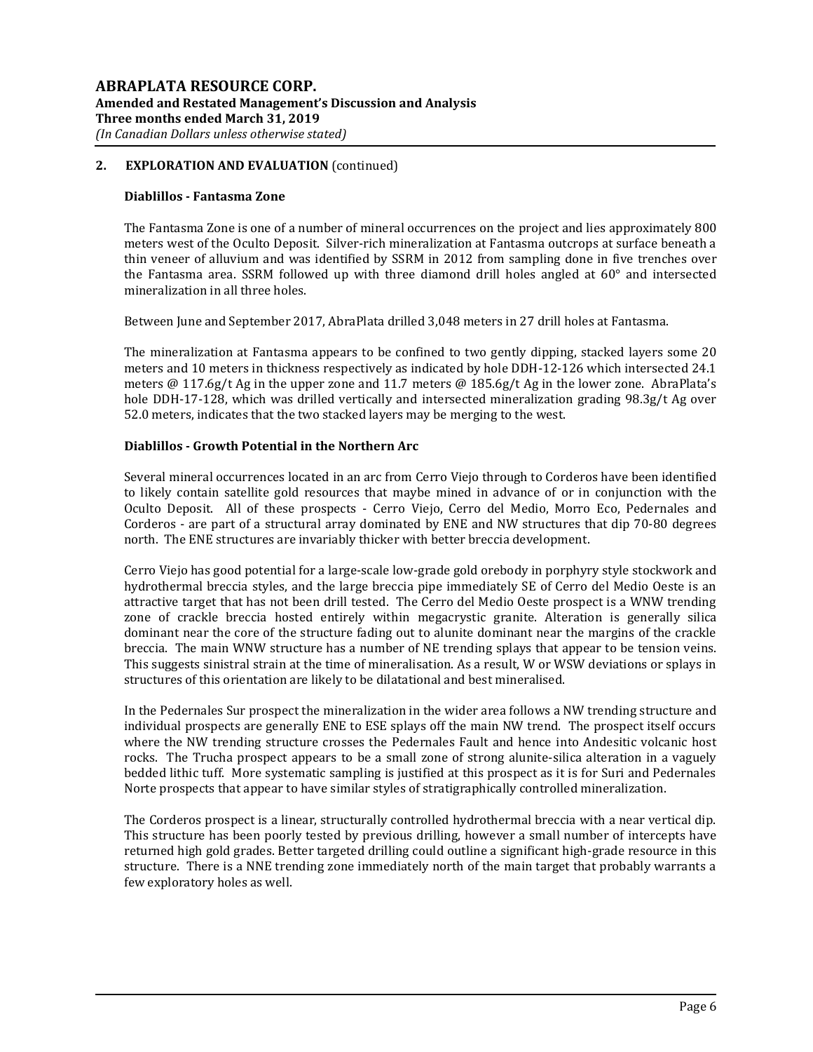## 2. EXPLORATION AND EVALUATION (continued)

### Diablillos - Fantasma Zone

The Fantasma Zone is one of a number of mineral occurrences on the project and lies approximately 800 meters west of the Oculto Deposit. Silver-rich mineralization at Fantasma outcrops at surface beneath a thin veneer of alluvium and was identified by SSRM in 2012 from sampling done in five trenches over the Fantasma area. SSRM followed up with three diamond drill holes angled at 60° and intersected mineralization in all three holes.

Between June and September 2017, AbraPlata drilled 3,048 meters in 27 drill holes at Fantasma.

The mineralization at Fantasma appears to be confined to two gently dipping, stacked layers some 20 meters and 10 meters in thickness respectively as indicated by hole DDH-12-126 which intersected 24.1 meters @ 117.6g/t Ag in the upper zone and 11.7 meters @ 185.6g/t Ag in the lower zone. AbraPlata's hole DDH-17-128, which was drilled vertically and intersected mineralization grading 98.3g/t Ag over 52.0 meters, indicates that the two stacked layers may be merging to the west.

### Diablillos - Growth Potential in the Northern Arc

Several mineral occurrences located in an arc from Cerro Viejo through to Corderos have been identified to likely contain satellite gold resources that maybe mined in advance of or in conjunction with the Oculto Deposit. All of these prospects - Cerro Viejo, Cerro del Medio, Morro Eco, Pedernales and Corderos - are part of a structural array dominated by ENE and NW structures that dip 70-80 degrees north. The ENE structures are invariably thicker with better breccia development.

Cerro Viejo has good potential for a large-scale low-grade gold orebody in porphyry style stockwork and hydrothermal breccia styles, and the large breccia pipe immediately SE of Cerro del Medio Oeste is an attractive target that has not been drill tested. The Cerro del Medio Oeste prospect is a WNW trending zone of crackle breccia hosted entirely within megacrystic granite. Alteration is generally silica dominant near the core of the structure fading out to alunite dominant near the margins of the crackle breccia. The main WNW structure has a number of NE trending splays that appear to be tension veins. This suggests sinistral strain at the time of mineralisation. As a result, W or WSW deviations or splays in structures of this orientation are likely to be dilatational and best mineralised.

In the Pedernales Sur prospect the mineralization in the wider area follows a NW trending structure and individual prospects are generally ENE to ESE splays off the main NW trend. The prospect itself occurs where the NW trending structure crosses the Pedernales Fault and hence into Andesitic volcanic host rocks. The Trucha prospect appears to be a small zone of strong alunite-silica alteration in a vaguely bedded lithic tuff. More systematic sampling is justified at this prospect as it is for Suri and Pedernales Norte prospects that appear to have similar styles of stratigraphically controlled mineralization.

The Corderos prospect is a linear, structurally controlled hydrothermal breccia with a near vertical dip. This structure has been poorly tested by previous drilling, however a small number of intercepts have returned high gold grades. Better targeted drilling could outline a significant high-grade resource in this structure. There is a NNE trending zone immediately north of the main target that probably warrants a few exploratory holes as well.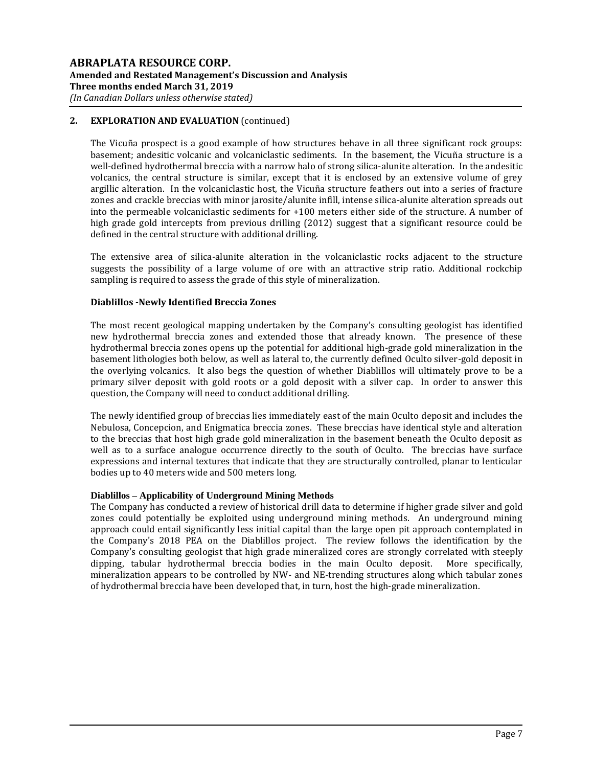## 2. EXPLORATION AND EVALUATION (continued)

The Vicuña prospect is a good example of how structures behave in all three significant rock groups: basement; andesitic volcanic and volcaniclastic sediments. In the basement, the Vicuña structure is a well-defined hydrothermal breccia with a narrow halo of strong silica-alunite alteration. In the andesitic volcanics, the central structure is similar, except that it is enclosed by an extensive volume of grey argillic alteration. In the volcaniclastic host, the Vicuña structure feathers out into a series of fracture zones and crackle breccias with minor jarosite/alunite infill, intense silica-alunite alteration spreads out into the permeable volcaniclastic sediments for +100 meters either side of the structure. A number of high grade gold intercepts from previous drilling (2012) suggest that a significant resource could be defined in the central structure with additional drilling.

The extensive area of silica-alunite alteration in the volcaniclastic rocks adjacent to the structure suggests the possibility of a large volume of ore with an attractive strip ratio. Additional rockchip sampling is required to assess the grade of this style of mineralization.

### Diablillos -Newly Identified Breccia Zones

The most recent geological mapping undertaken by the Company's consulting geologist has identified new hydrothermal breccia zones and extended those that already known. The presence of these hydrothermal breccia zones opens up the potential for additional high-grade gold mineralization in the basement lithologies both below, as well as lateral to, the currently defined Oculto silver-gold deposit in the overlying volcanics. It also begs the question of whether Diablillos will ultimately prove to be a primary silver deposit with gold roots or a gold deposit with a silver cap. In order to answer this question, the Company will need to conduct additional drilling.

The newly identified group of breccias lies immediately east of the main Oculto deposit and includes the Nebulosa, Concepcion, and Enigmatica breccia zones. These breccias have identical style and alteration to the breccias that host high grade gold mineralization in the basement beneath the Oculto deposit as well as to a surface analogue occurrence directly to the south of Oculto. The breccias have surface expressions and internal textures that indicate that they are structurally controlled, planar to lenticular bodies up to 40 meters wide and 500 meters long.

### Diablillos – Applicability of Underground Mining Methods

The Company has conducted a review of historical drill data to determine if higher grade silver and gold zones could potentially be exploited using underground mining methods. An underground mining approach could entail significantly less initial capital than the large open pit approach contemplated in the Company's 2018 PEA on the Diablillos project. The review follows the identification by the Company's consulting geologist that high grade mineralized cores are strongly correlated with steeply dipping, tabular hydrothermal breccia bodies in the main Oculto deposit. More specifically, mineralization appears to be controlled by NW- and NE-trending structures along which tabular zones of hydrothermal breccia have been developed that, in turn, host the high-grade mineralization.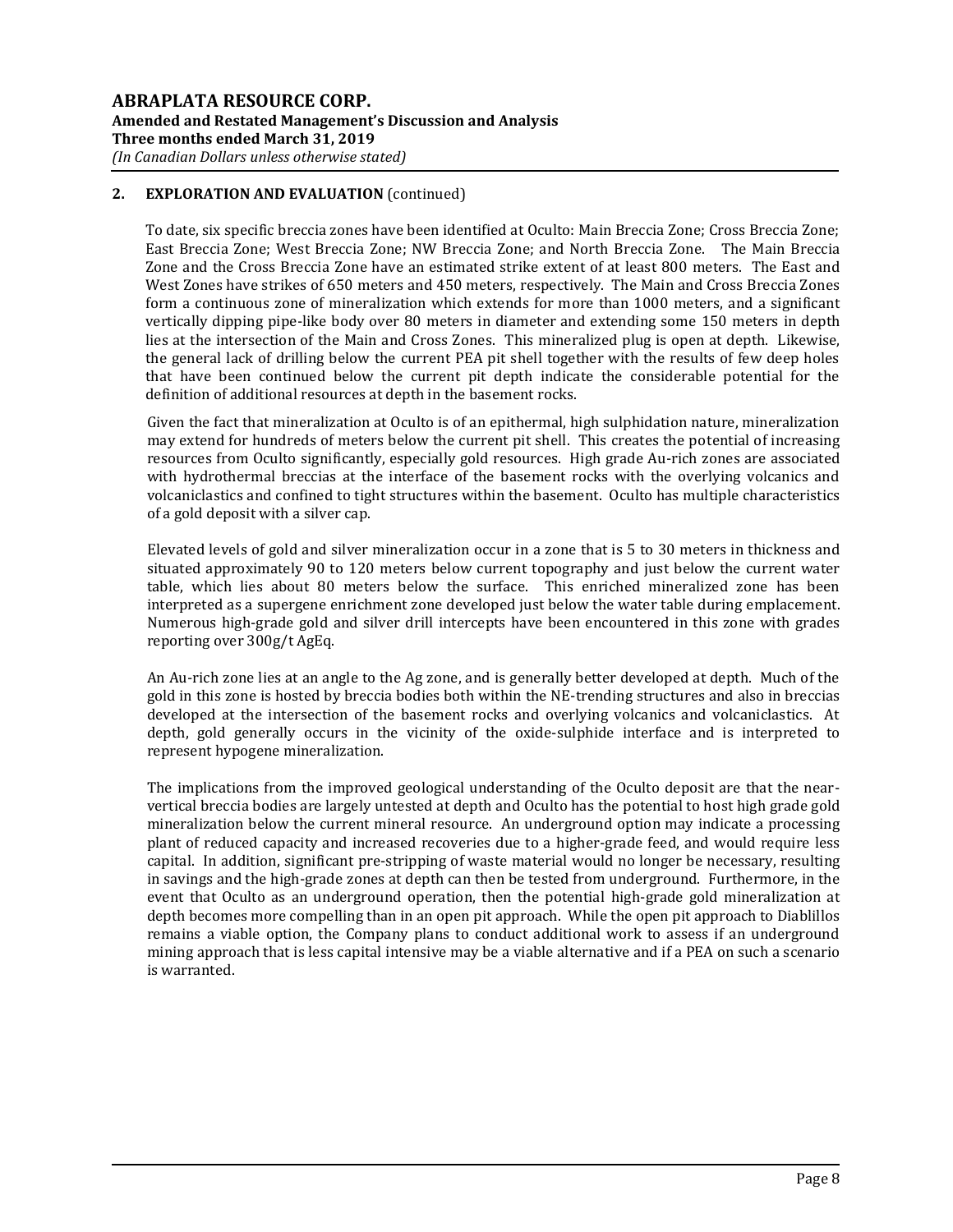## 2. EXPLORATION AND EVALUATION (continued)

To date, six specific breccia zones have been identified at Oculto: Main Breccia Zone; Cross Breccia Zone; East Breccia Zone; West Breccia Zone; NW Breccia Zone; and North Breccia Zone. The Main Breccia Zone and the Cross Breccia Zone have an estimated strike extent of at least 800 meters. The East and West Zones have strikes of 650 meters and 450 meters, respectively. The Main and Cross Breccia Zones form a continuous zone of mineralization which extends for more than 1000 meters, and a significant vertically dipping pipe-like body over 80 meters in diameter and extending some 150 meters in depth lies at the intersection of the Main and Cross Zones. This mineralized plug is open at depth. Likewise, the general lack of drilling below the current PEA pit shell together with the results of few deep holes that have been continued below the current pit depth indicate the considerable potential for the definition of additional resources at depth in the basement rocks.

Given the fact that mineralization at Oculto is of an epithermal, high sulphidation nature, mineralization may extend for hundreds of meters below the current pit shell. This creates the potential of increasing resources from Oculto significantly, especially gold resources. High grade Au-rich zones are associated with hydrothermal breccias at the interface of the basement rocks with the overlying volcanics and volcaniclastics and confined to tight structures within the basement. Oculto has multiple characteristics of a gold deposit with a silver cap.

Elevated levels of gold and silver mineralization occur in a zone that is 5 to 30 meters in thickness and situated approximately 90 to 120 meters below current topography and just below the current water table, which lies about 80 meters below the surface. This enriched mineralized zone has been interpreted as a supergene enrichment zone developed just below the water table during emplacement. Numerous high-grade gold and silver drill intercepts have been encountered in this zone with grades reporting over 300g/t AgEq.

An Au-rich zone lies at an angle to the Ag zone, and is generally better developed at depth. Much of the gold in this zone is hosted by breccia bodies both within the NE-trending structures and also in breccias developed at the intersection of the basement rocks and overlying volcanics and volcaniclastics. At depth, gold generally occurs in the vicinity of the oxide-sulphide interface and is interpreted to represent hypogene mineralization.

The implications from the improved geological understanding of the Oculto deposit are that the near-vertical breccia bodies are largely untested at depth and Oculto has the potential to host high grade gold mineralization below the current mineral resource. An underground option may indicate a processing plant of reduced capacity and increased recoveries due to a higher-grade feed, and would require less capital. In addition, significant pre-stripping of waste material would no longer be necessary, resulting in savings and the high-grade zones at depth can then be tested from underground. Furthermore, in the event that Oculto as an underground operation, then the potential high-grade gold mineralization at depth becomes more compelling than in an open pit approach. While the open pit approach to Diablillos remains a viable option, the Company plans to conduct additional work to assess if an underground mining approach that is less capital intensive may be a viable alternative and if a PEA on such a scenario is warranted.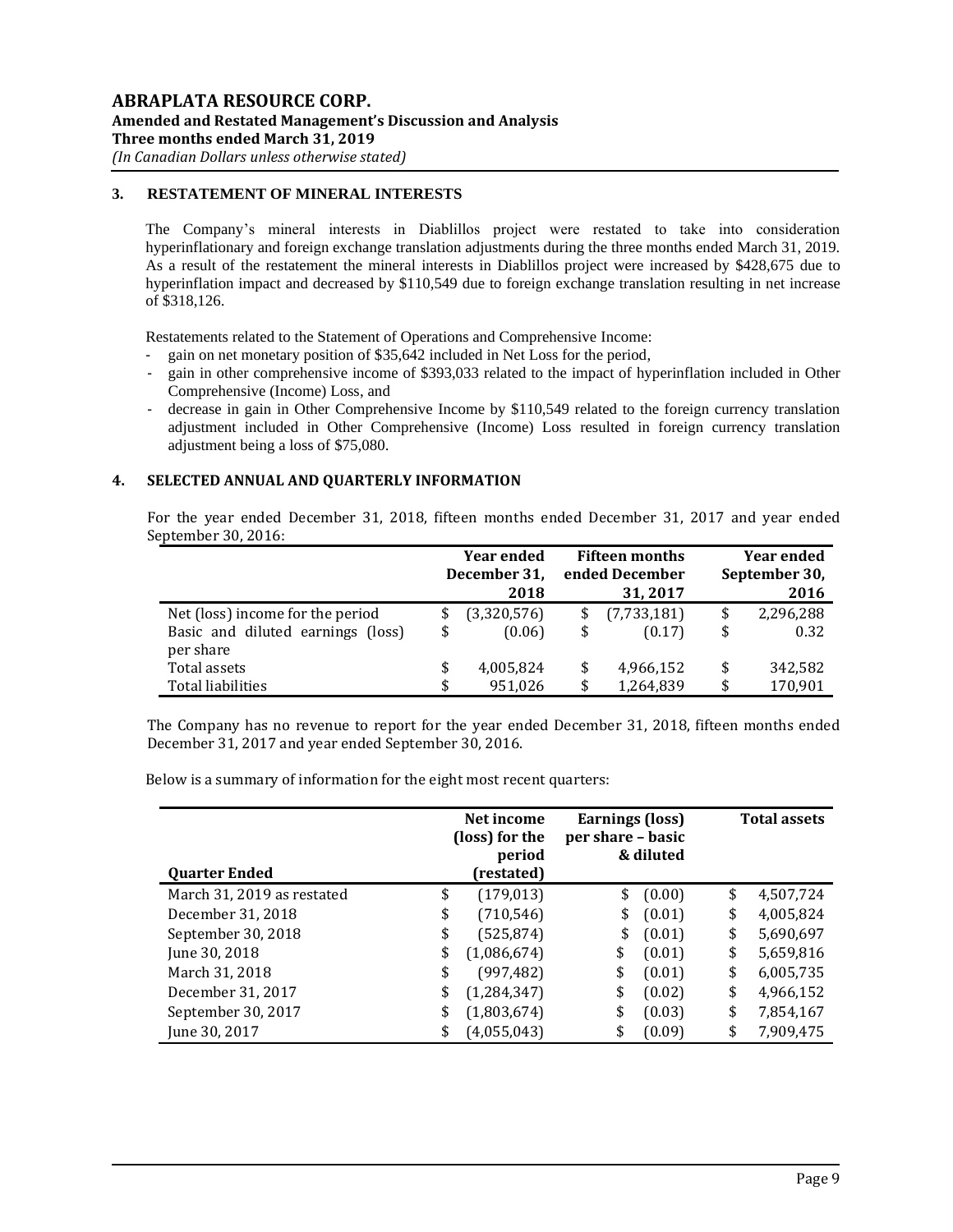## 3. RESTATEMENT OF MINERAL INTERESTS

The Company's mineral interests in Diablillos project were restated to take into consideration hyperinflationary and foreign exchange translation adjustments during the three months ended March 31, 2019. As a result of the restatement the mineral interests in Diablillos project were increased by $428,675 due to hyperinflation impact and decreased by $110,549 due to foreign exchange translation resulting in net increase of $318,126.

Restatements related to the Statement of Operations and Comprehensive Income:

- gain on net monetary position of $35,642 included in Net Loss for the period,
- gain in other comprehensive income of $393,033 related to the impact of hyperinflation included in Other Comprehensive (Income) Loss, and
- decrease in gain in Other Comprehensive Income by $110,549 related to the foreign currency translation adjustment included in Other Comprehensive (Income) Loss resulted in foreign currency translation adjustment being a loss of $75,080.

## 4. SELECTED ANNUAL AND QUARTERLY INFORMATION

For the year ended December 31, 2018, fifteen months ended December 31, 2017 and year ended September 30, 2016:

| | Year ended December 31, 2018 | Fifteen months ended December 31, 2017 | Year ended September 30, 2016 |
|---|---|---|---|
| Net (loss) income for the period | $ (3,320,576) | $ (7,733,181) | $ 2,296,288 |
| Basic and diluted earnings (loss) per share | $ (0.06) | $ (0.17) | $ 0.32 |
| Total assets | $ 4,005,824 | $ 4,966,152 | $ 342,582 |
| Total liabilities | $ 951,026 | $ 1,264,839 | $ 170,901 |

The Company has no revenue to report for the year ended December 31, 2018, fifteen months ended December 31, 2017 and year ended September 30, 2016.

Below is a summary of information for the eight most recent quarters:

| Quarter Ended | Net income (loss) for the period (restated) | Earnings (loss) per share – basic & diluted | Total assets |
|---|---|---|---|
| March 31, 2019 as restated | $ (179,013) | $ (0.00) | $ 4,507,724 |
| December 31, 2018 | $ (710,546) | $ (0.01) | $ 4,005,824 |
| September 30, 2018 | $ (525,874) | $ (0.01) | $ 5,690,697 |
| June 30, 2018 | $ (1,086,674) | $ (0.01) | $ 5,659,816 |
| March 31, 2018 | $ (997,482) | $ (0.01) | $ 6,005,735 |
| December 31, 2017 | $ (1,284,347) | $ (0.02) | $ 4,966,152 |
| September 30, 2017 | $ (1,803,674) | $ (0.03) | $ 7,854,167 |
| June 30, 2017 | $ (4,055,043) | $ (0.09) | $ 7,909,475 |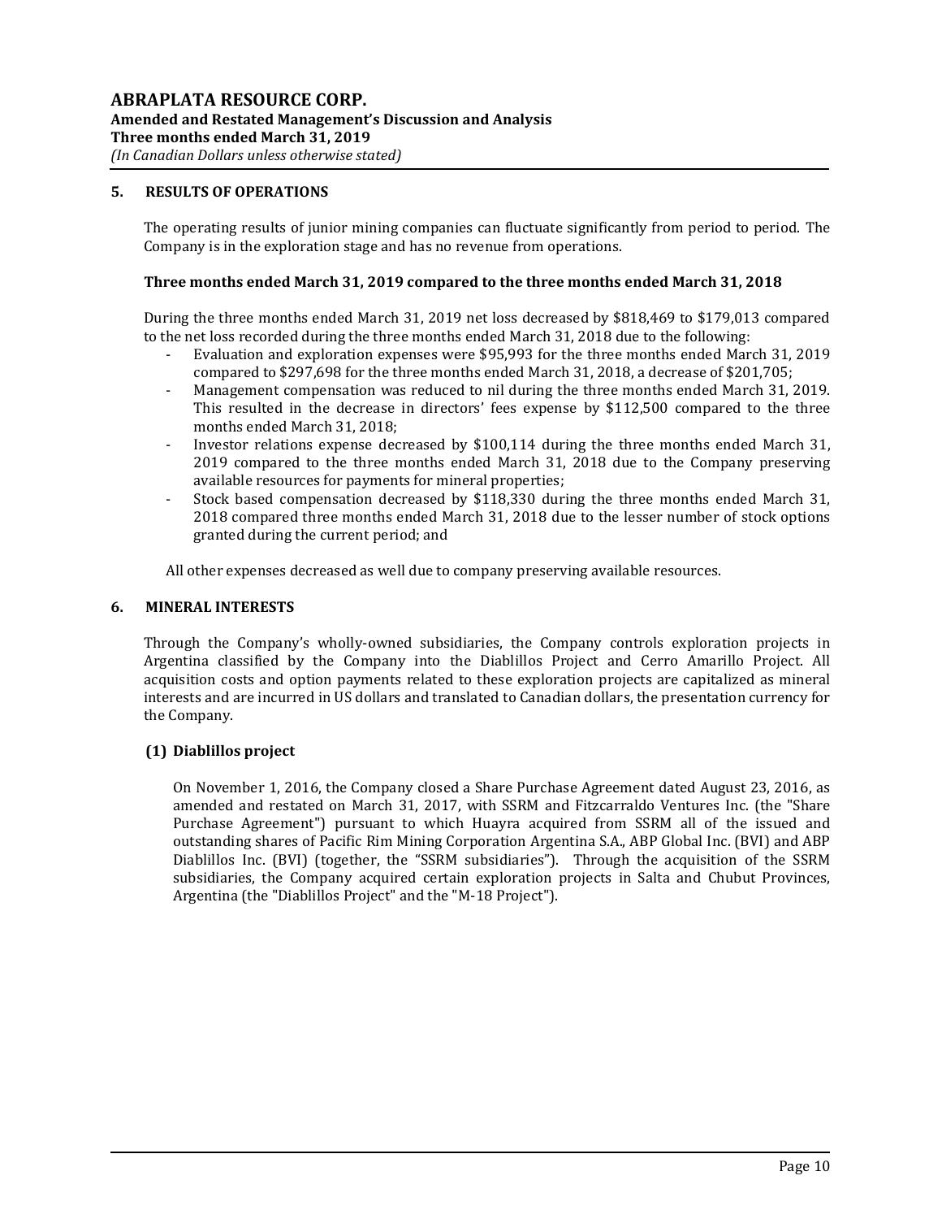## 5. RESULTS OF OPERATIONS

The operating results of junior mining companies can fluctuate significantly from period to period. The Company is in the exploration stage and has no revenue from operations.

### Three months ended March 31, 2019 compared to the three months ended March 31, 2018

During the three months ended March 31, 2019 net loss decreased by $818,469 to $179,013 compared to the net loss recorded during the three months ended March 31, 2018 due to the following:

- Evaluation and exploration expenses were $95,993 for the three months ended March 31, 2019 compared to $297,698 for the three months ended March 31, 2018, a decrease of $201,705;
- Management compensation was reduced to nil during the three months ended March 31, 2019. This resulted in the decrease in directors' fees expense by $112,500 compared to the three months ended March 31, 2018;
- Investor relations expense decreased by $100,114 during the three months ended March 31, 2019 compared to the three months ended March 31, 2018 due to the Company preserving available resources for payments for mineral properties;
- Stock based compensation decreased by $118,330 during the three months ended March 31, 2018 compared three months ended March 31, 2018 due to the lesser number of stock options granted during the current period; and

All other expenses decreased as well due to company preserving available resources.

## 6. MINERAL INTERESTS

Through the Company's wholly-owned subsidiaries, the Company controls exploration projects in Argentina classified by the Company into the Diablillos Project and Cerro Amarillo Project. All acquisition costs and option payments related to these exploration projects are capitalized as mineral interests and are incurred in US dollars and translated to Canadian dollars, the presentation currency for the Company.

### (1) Diablillos project

On November 1, 2016, the Company closed a Share Purchase Agreement dated August 23, 2016, as amended and restated on March 31, 2017, with SSRM and Fitzcarraldo Ventures Inc. (the "Share Purchase Agreement") pursuant to which Huayra acquired from SSRM all of the issued and outstanding shares of Pacific Rim Mining Corporation Argentina S.A., ABP Global Inc. (BVI) and ABP Diablillos Inc. (BVI) (together, the "SSRM subsidiaries"). Through the acquisition of the SSRM subsidiaries, the Company acquired certain exploration projects in Salta and Chubut Provinces, Argentina (the "Diablillos Project" and the "M-18 Project").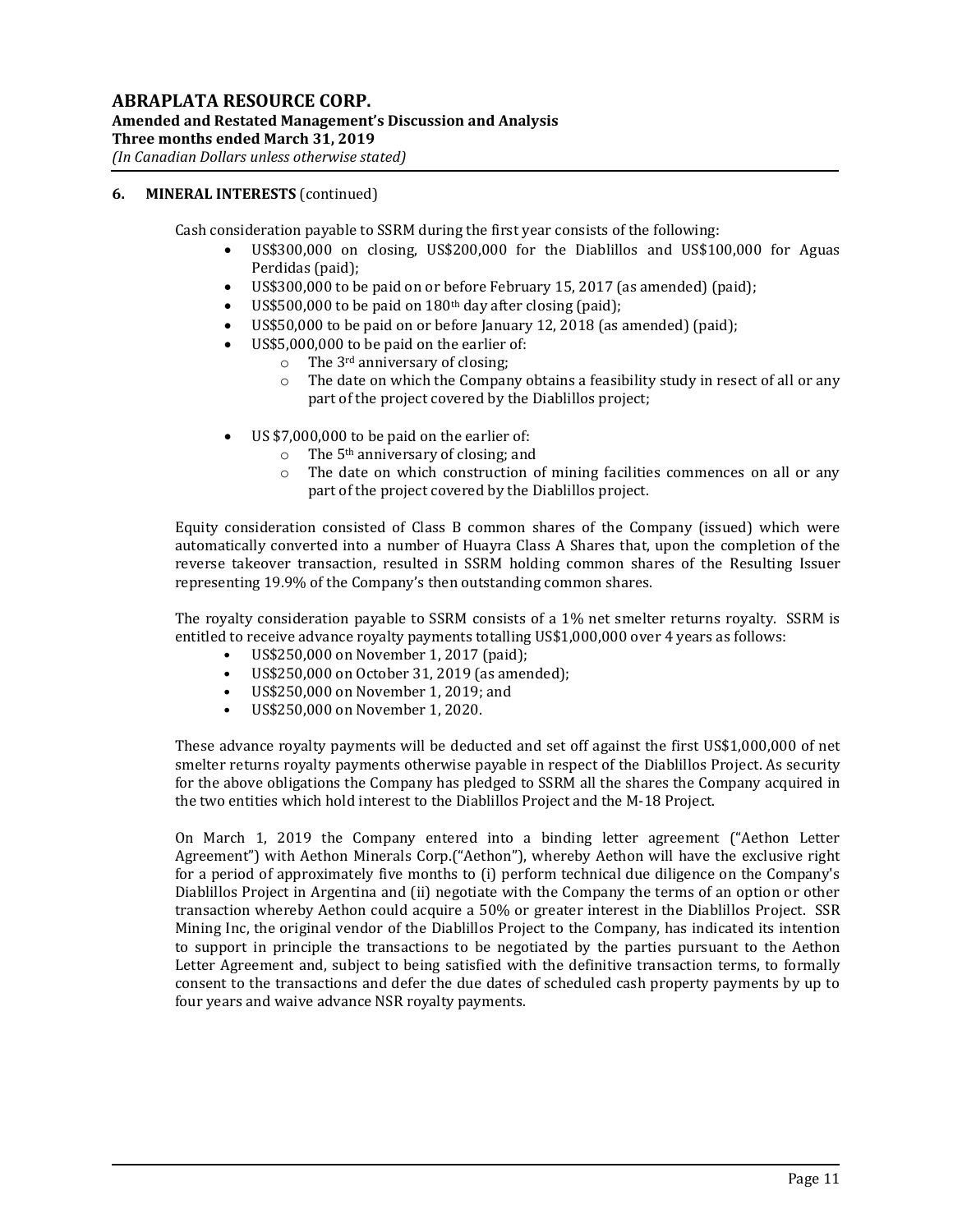## 6. MINERAL INTERESTS (continued)

Cash consideration payable to SSRM during the first year consists of the following:

- US$300,000 on closing, US$200,000 for the Diablillos and US$100,000 for Aguas Perdidas (paid);
- US$300,000 to be paid on or before February 15, 2017 (as amended) (paid);
- US$500,000 to be paid on 180th day after closing (paid);
- US$50,000 to be paid on or before January 12, 2018 (as amended) (paid);
- US$5,000,000 to be paid on the earlier of:
  - The 3rd anniversary of closing;
  - The date on which the Company obtains a feasibility study in resect of all or any part of the project covered by the Diablillos project;
- US $7,000,000 to be paid on the earlier of:
  - The 5th anniversary of closing; and
  - The date on which construction of mining facilities commences on all or any part of the project covered by the Diablillos project.

Equity consideration consisted of Class B common shares of the Company (issued) which were automatically converted into a number of Huayra Class A Shares that, upon the completion of the reverse takeover transaction, resulted in SSRM holding common shares of the Resulting Issuer representing 19.9% of the Company's then outstanding common shares.

The royalty consideration payable to SSRM consists of a 1% net smelter returns royalty. SSRM is entitled to receive advance royalty payments totalling US$1,000,000 over 4 years as follows:

- US$250,000 on November 1, 2017 (paid);
- US$250,000 on October 31, 2019 (as amended);
- US$250,000 on November 1, 2019; and
- US$250,000 on November 1, 2020.

These advance royalty payments will be deducted and set off against the first US$1,000,000 of net smelter returns royalty payments otherwise payable in respect of the Diablillos Project. As security for the above obligations the Company has pledged to SSRM all the shares the Company acquired in the two entities which hold interest to the Diablillos Project and the M-18 Project.

On March 1, 2019 the Company entered into a binding letter agreement ("Aethon Letter Agreement") with Aethon Minerals Corp.("Aethon"), whereby Aethon will have the exclusive right for a period of approximately five months to (i) perform technical due diligence on the Company's Diablillos Project in Argentina and (ii) negotiate with the Company the terms of an option or other transaction whereby Aethon could acquire a 50% or greater interest in the Diablillos Project. SSR Mining Inc, the original vendor of the Diablillos Project to the Company, has indicated its intention to support in principle the transactions to be negotiated by the parties pursuant to the Aethon Letter Agreement and, subject to being satisfied with the definitive transaction terms, to formally consent to the transactions and defer the due dates of scheduled cash property payments by up to four years and waive advance NSR royalty payments.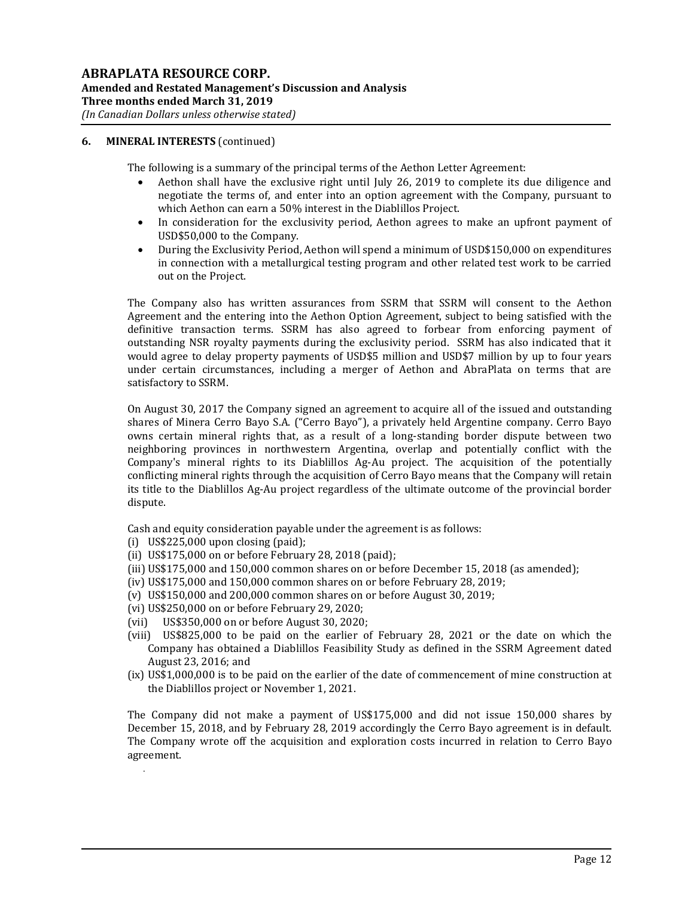## 6. MINERAL INTERESTS (continued)

The following is a summary of the principal terms of the Aethon Letter Agreement:

- Aethon shall have the exclusive right until July 26, 2019 to complete its due diligence and negotiate the terms of, and enter into an option agreement with the Company, pursuant to which Aethon can earn a 50% interest in the Diablillos Project.
- In consideration for the exclusivity period, Aethon agrees to make an upfront payment of USD$50,000 to the Company.
- During the Exclusivity Period, Aethon will spend a minimum of USD$150,000 on expenditures in connection with a metallurgical testing program and other related test work to be carried out on the Project.

The Company also has written assurances from SSRM that SSRM will consent to the Aethon Agreement and the entering into the Aethon Option Agreement, subject to being satisfied with the definitive transaction terms. SSRM has also agreed to forbear from enforcing payment of outstanding NSR royalty payments during the exclusivity period. SSRM has also indicated that it would agree to delay property payments of USD$5 million and USD$7 million by up to four years under certain circumstances, including a merger of Aethon and AbraPlata on terms that are satisfactory to SSRM.

On August 30, 2017 the Company signed an agreement to acquire all of the issued and outstanding shares of Minera Cerro Bayo S.A. ("Cerro Bayo"), a privately held Argentine company. Cerro Bayo owns certain mineral rights that, as a result of a long-standing border dispute between two neighboring provinces in northwestern Argentina, overlap and potentially conflict with the Company's mineral rights to its Diablillos Ag-Au project. The acquisition of the potentially conflicting mineral rights through the acquisition of Cerro Bayo means that the Company will retain its title to the Diablillos Ag-Au project regardless of the ultimate outcome of the provincial border dispute.

Cash and equity consideration payable under the agreement is as follows:

(i) US$225,000 upon closing (paid);
(ii) US$175,000 on or before February 28, 2018 (paid);
(iii) US$175,000 and 150,000 common shares on or before December 15, 2018 (as amended);
(iv) US$175,000 and 150,000 common shares on or before February 28, 2019;
(v) US$150,000 and 200,000 common shares on or before August 30, 2019;
(vi) US$250,000 on or before February 29, 2020;
(vii) US$350,000 on or before August 30, 2020;
(viii) US$825,000 to be paid on the earlier of February 28, 2021 or the date on which the Company has obtained a Diablillos Feasibility Study as defined in the SSRM Agreement dated August 23, 2016; and
(ix) US$1,000,000 is to be paid on the earlier of the date of commencement of mine construction at the Diablillos project or November 1, 2021.

The Company did not make a payment of US$175,000 and did not issue 150,000 shares by December 15, 2018, and by February 28, 2019 accordingly the Cerro Bayo agreement is in default. The Company wrote off the acquisition and exploration costs incurred in relation to Cerro Bayo agreement.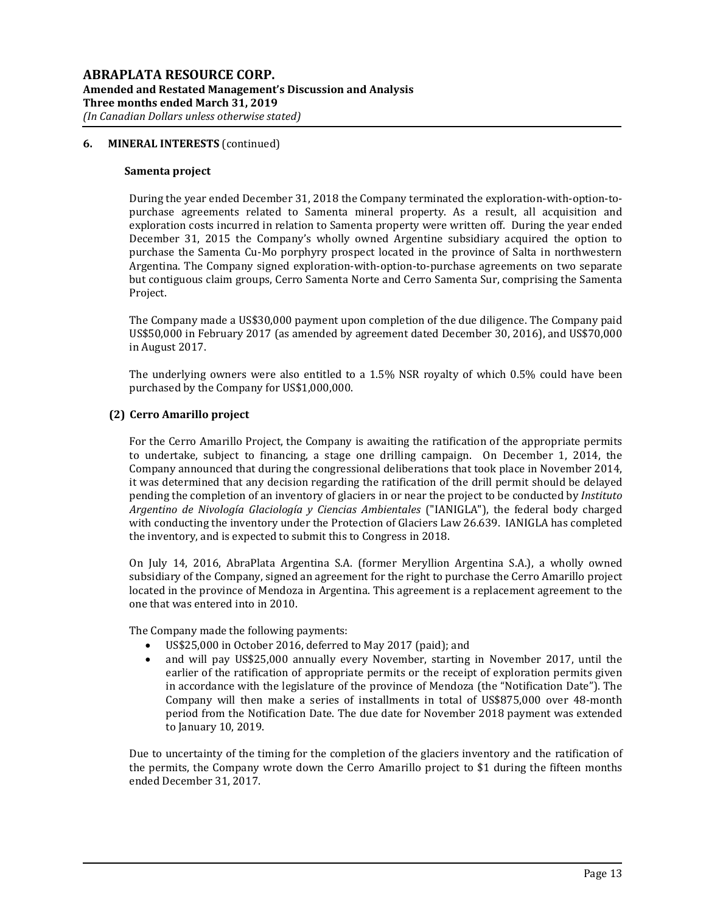## 6. MINERAL INTERESTS (continued)

### Samenta project

During the year ended December 31, 2018 the Company terminated the exploration-with-option-to-purchase agreements related to Samenta mineral property. As a result, all acquisition and exploration costs incurred in relation to Samenta property were written off. During the year ended December 31, 2015 the Company's wholly owned Argentine subsidiary acquired the option to purchase the Samenta Cu-Mo porphyry prospect located in the province of Salta in northwestern Argentina. The Company signed exploration-with-option-to-purchase agreements on two separate but contiguous claim groups, Cerro Samenta Norte and Cerro Samenta Sur, comprising the Samenta Project.

The Company made a US$30,000 payment upon completion of the due diligence. The Company paid US$50,000 in February 2017 (as amended by agreement dated December 30, 2016), and US$70,000 in August 2017.

The underlying owners were also entitled to a 1.5% NSR royalty of which 0.5% could have been purchased by the Company for US$1,000,000.

### (2) Cerro Amarillo project

For the Cerro Amarillo Project, the Company is awaiting the ratification of the appropriate permits to undertake, subject to financing, a stage one drilling campaign. On December 1, 2014, the Company announced that during the congressional deliberations that took place in November 2014, it was determined that any decision regarding the ratification of the drill permit should be delayed pending the completion of an inventory of glaciers in or near the project to be conducted by *Instituto Argentino de Nivología Glaciología y Ciencias Ambientales* ("IANIGLA"), the federal body charged with conducting the inventory under the Protection of Glaciers Law 26.639. IANIGLA has completed the inventory, and is expected to submit this to Congress in 2018.

On July 14, 2016, AbraPlata Argentina S.A. (former Meryllion Argentina S.A.), a wholly owned subsidiary of the Company, signed an agreement for the right to purchase the Cerro Amarillo project located in the province of Mendoza in Argentina. This agreement is a replacement agreement to the one that was entered into in 2010.

The Company made the following payments:

- US$25,000 in October 2016, deferred to May 2017 (paid); and
- and will pay US$25,000 annually every November, starting in November 2017, until the earlier of the ratification of appropriate permits or the receipt of exploration permits given in accordance with the legislature of the province of Mendoza (the "Notification Date"). The Company will then make a series of installments in total of US$875,000 over 48-month period from the Notification Date. The due date for November 2018 payment was extended to January 10, 2019.

Due to uncertainty of the timing for the completion of the glaciers inventory and the ratification of the permits, the Company wrote down the Cerro Amarillo project to $1 during the fifteen months ended December 31, 2017.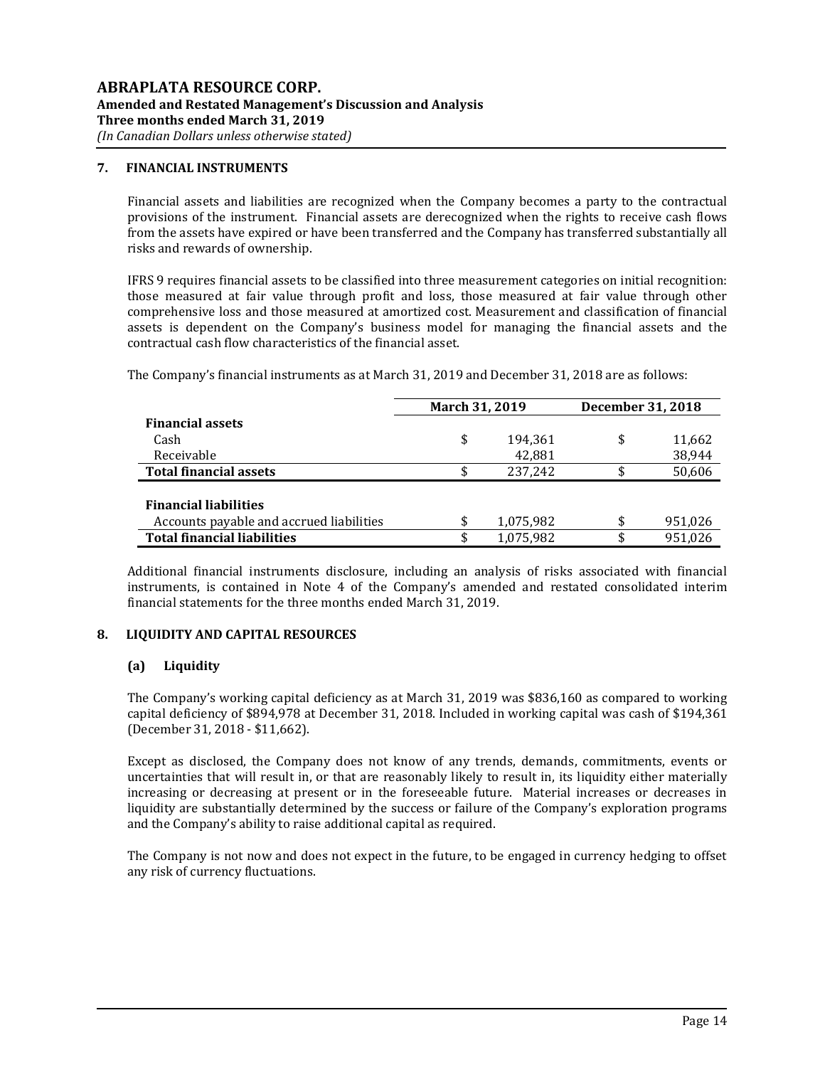## 7. FINANCIAL INSTRUMENTS

Financial assets and liabilities are recognized when the Company becomes a party to the contractual provisions of the instrument. Financial assets are derecognized when the rights to receive cash flows from the assets have expired or have been transferred and the Company has transferred substantially all risks and rewards of ownership.

IFRS 9 requires financial assets to be classified into three measurement categories on initial recognition: those measured at fair value through profit and loss, those measured at fair value through other comprehensive loss and those measured at amortized cost. Measurement and classification of financial assets is dependent on the Company's business model for managing the financial assets and the contractual cash flow characteristics of the financial asset.

The Company's financial instruments as at March 31, 2019 and December 31, 2018 are as follows:

| | March 31, 2019 | December 31, 2018 |
|---|---|---|
| **Financial assets** | | |
| Cash | $ 194,361 | $ 11,662 |
| Receivable | 42,881 | 38,944 |
| **Total financial assets** | $ 237,242 | $ 50,606 |
| | | |
| **Financial liabilities** | | |
| Accounts payable and accrued liabilities | $ 1,075,982 | $ 951,026 |
| **Total financial liabilities** | $ 1,075,982 | $ 951,026 |

Additional financial instruments disclosure, including an analysis of risks associated with financial instruments, is contained in Note 4 of the Company's amended and restated consolidated interim financial statements for the three months ended March 31, 2019.

## 8. LIQUIDITY AND CAPITAL RESOURCES

### (a) Liquidity

The Company's working capital deficiency as at March 31, 2019 was $836,160 as compared to working capital deficiency of $894,978 at December 31, 2018. Included in working capital was cash of $194,361 (December 31, 2018 - $11,662).

Except as disclosed, the Company does not know of any trends, demands, commitments, events or uncertainties that will result in, or that are reasonably likely to result in, its liquidity either materially increasing or decreasing at present or in the foreseeable future. Material increases or decreases in liquidity are substantially determined by the success or failure of the Company's exploration programs and the Company's ability to raise additional capital as required.

The Company is not now and does not expect in the future, to be engaged in currency hedging to offset any risk of currency fluctuations.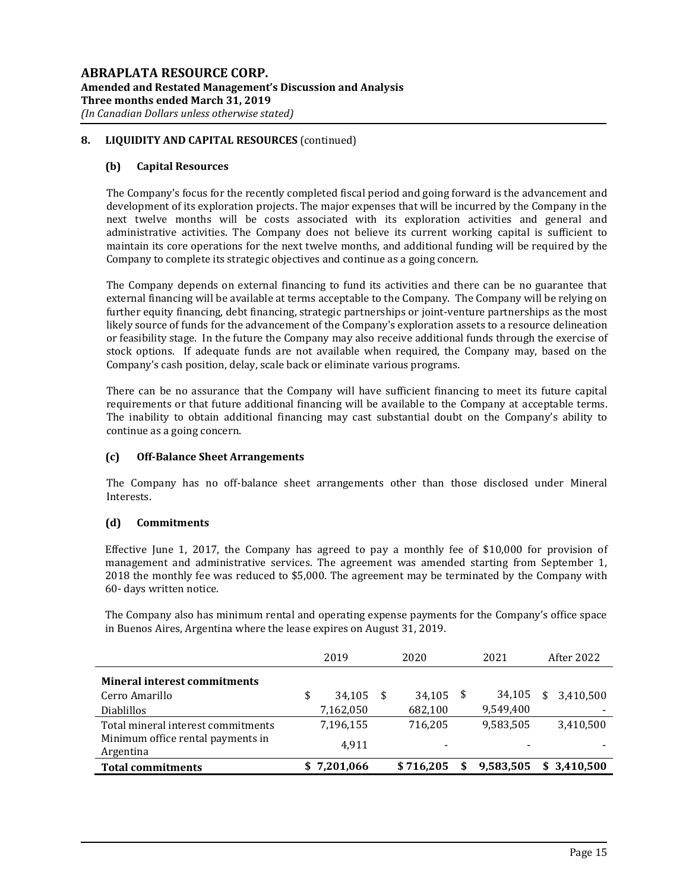## 8. LIQUIDITY AND CAPITAL RESOURCES (continued)

### (b) Capital Resources

The Company's focus for the recently completed fiscal period and going forward is the advancement and development of its exploration projects. The major expenses that will be incurred by the Company in the next twelve months will be costs associated with its exploration activities and general and administrative activities. The Company does not believe its current working capital is sufficient to maintain its core operations for the next twelve months, and additional funding will be required by the Company to complete its strategic objectives and continue as a going concern.

The Company depends on external financing to fund its activities and there can be no guarantee that external financing will be available at terms acceptable to the Company. The Company will be relying on further equity financing, debt financing, strategic partnerships or joint-venture partnerships as the most likely source of funds for the advancement of the Company's exploration assets to a resource delineation or feasibility stage. In the future the Company may also receive additional funds through the exercise of stock options. If adequate funds are not available when required, the Company may, based on the Company's cash position, delay, scale back or eliminate various programs.

There can be no assurance that the Company will have sufficient financing to meet its future capital requirements or that future additional financing will be available to the Company at acceptable terms. The inability to obtain additional financing may cast substantial doubt on the Company's ability to continue as a going concern.

### (c) Off-Balance Sheet Arrangements

The Company has no off-balance sheet arrangements other than those disclosed under Mineral Interests.

### (d) Commitments

Effective June 1, 2017, the Company has agreed to pay a monthly fee of $10,000 for provision of management and administrative services. The agreement was amended starting from September 1, 2018 the monthly fee was reduced to $5,000. The agreement may be terminated by the Company with 60- days written notice.

The Company also has minimum rental and operating expense payments for the Company's office space in Buenos Aires, Argentina where the lease expires on August 31, 2019.

| | 2019 | 2020 | 2021 | After 2022 |
|---|---|---|---|---|
| **Mineral interest commitments** | | | | |
| Cerro Amarillo | $ 34,105 | $ 34,105 | $ 34,105 | $ 3,410,500 |
| Diablillos | 7,162,050 | 682,100 | 9,549,400 | - |
| Total mineral interest commitments | 7,196,155 | 716,205 | 9,583,505 | 3,410,500 |
| Minimum office rental payments in Argentina | 4,911 | - | - | - |
| **Total commitments** | **$ 7,201,066** | **$ 716,205** | **$ 9,583,505** | **$ 3,410,500** |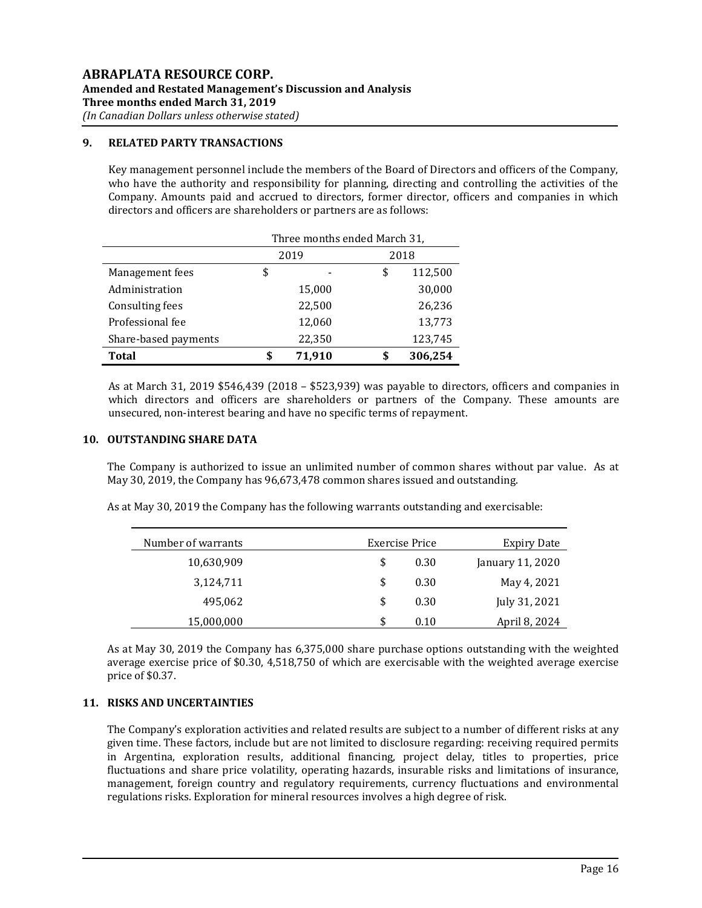## 9. RELATED PARTY TRANSACTIONS

Key management personnel include the members of the Board of Directors and officers of the Company, who have the authority and responsibility for planning, directing and controlling the activities of the Company. Amounts paid and accrued to directors, former director, officers and companies in which directors and officers are shareholders or partners are as follows:

| | Three months ended March 31, | |
|---|---|---|
| | 2019 | 2018 |
| Management fees | $ - | $ 112,500 |
| Administration | 15,000 | 30,000 |
| Consulting fees | 22,500 | 26,236 |
| Professional fee | 12,060 | 13,773 |
| Share-based payments | 22,350 | 123,745 |
| **Total** | **$ 71,910** | **$ 306,254** |

As at March 31, 2019 $546,439 (2018 – $523,939) was payable to directors, officers and companies in which directors and officers are shareholders or partners of the Company. These amounts are unsecured, non-interest bearing and have no specific terms of repayment.

## 10. OUTSTANDING SHARE DATA

The Company is authorized to issue an unlimited number of common shares without par value. As at May 30, 2019, the Company has 96,673,478 common shares issued and outstanding.

As at May 30, 2019 the Company has the following warrants outstanding and exercisable:

| Number of warrants | Exercise Price | Expiry Date |
|---|---|---|
| 10,630,909 | $ 0.30 | January 11, 2020 |
| 3,124,711 | $ 0.30 | May 4, 2021 |
| 495,062 | $ 0.30 | July 31, 2021 |
| 15,000,000 | $ 0.10 | April 8, 2024 |

As at May 30, 2019 the Company has 6,375,000 share purchase options outstanding with the weighted average exercise price of $0.30, 4,518,750 of which are exercisable with the weighted average exercise price of $0.37.

## 11. RISKS AND UNCERTAINTIES

The Company's exploration activities and related results are subject to a number of different risks at any given time. These factors, include but are not limited to disclosure regarding: receiving required permits in Argentina, exploration results, additional financing, project delay, titles to properties, price fluctuations and share price volatility, operating hazards, insurable risks and limitations of insurance, management, foreign country and regulatory requirements, currency fluctuations and environmental regulations risks. Exploration for mineral resources involves a high degree of risk.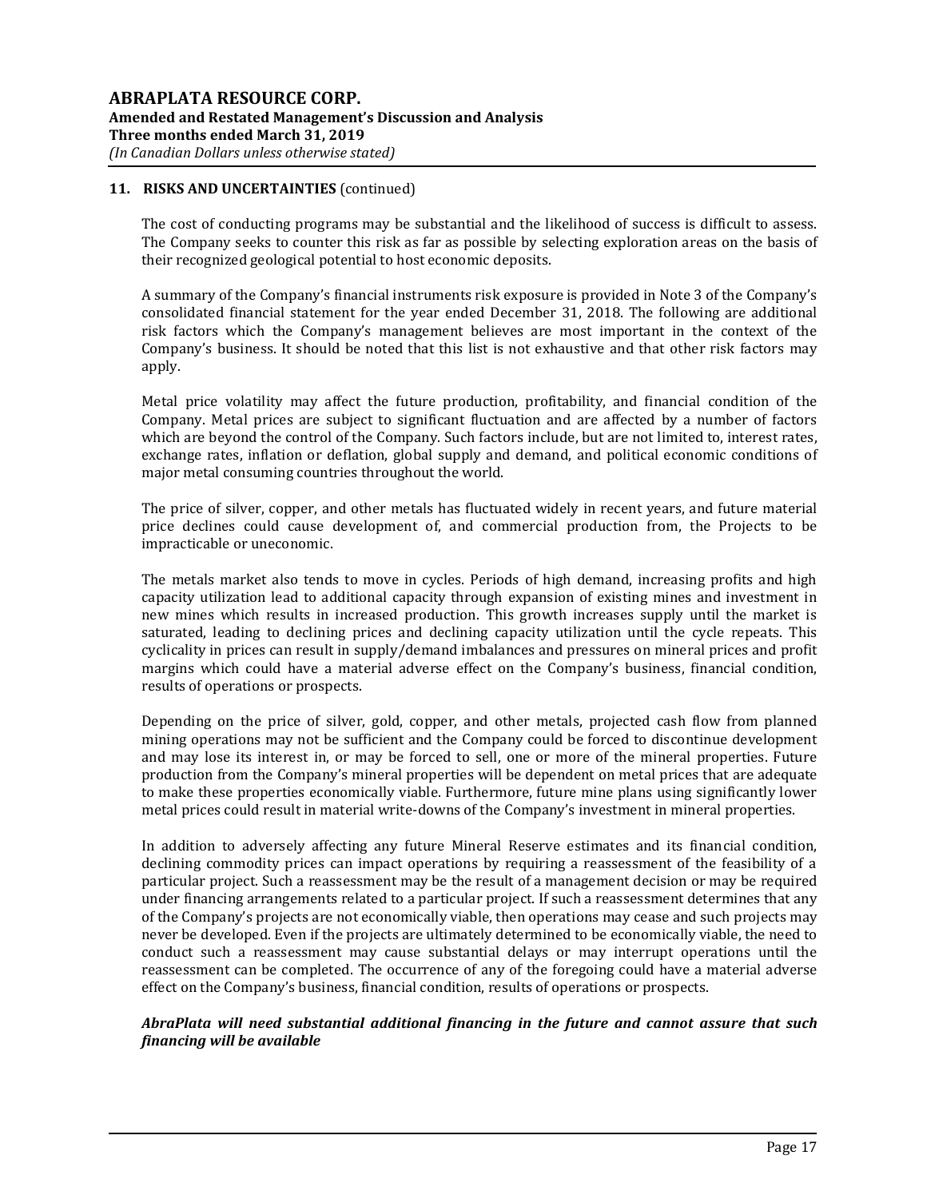## 11. RISKS AND UNCERTAINTIES (continued)

The cost of conducting programs may be substantial and the likelihood of success is difficult to assess. The Company seeks to counter this risk as far as possible by selecting exploration areas on the basis of their recognized geological potential to host economic deposits.

A summary of the Company's financial instruments risk exposure is provided in Note 3 of the Company's consolidated financial statement for the year ended December 31, 2018. The following are additional risk factors which the Company's management believes are most important in the context of the Company's business. It should be noted that this list is not exhaustive and that other risk factors may apply.

Metal price volatility may affect the future production, profitability, and financial condition of the Company. Metal prices are subject to significant fluctuation and are affected by a number of factors which are beyond the control of the Company. Such factors include, but are not limited to, interest rates, exchange rates, inflation or deflation, global supply and demand, and political economic conditions of major metal consuming countries throughout the world.

The price of silver, copper, and other metals has fluctuated widely in recent years, and future material price declines could cause development of, and commercial production from, the Projects to be impracticable or uneconomic.

The metals market also tends to move in cycles. Periods of high demand, increasing profits and high capacity utilization lead to additional capacity through expansion of existing mines and investment in new mines which results in increased production. This growth increases supply until the market is saturated, leading to declining prices and declining capacity utilization until the cycle repeats. This cyclicality in prices can result in supply/demand imbalances and pressures on mineral prices and profit margins which could have a material adverse effect on the Company's business, financial condition, results of operations or prospects.

Depending on the price of silver, gold, copper, and other metals, projected cash flow from planned mining operations may not be sufficient and the Company could be forced to discontinue development and may lose its interest in, or may be forced to sell, one or more of the mineral properties. Future production from the Company's mineral properties will be dependent on metal prices that are adequate to make these properties economically viable. Furthermore, future mine plans using significantly lower metal prices could result in material write-downs of the Company's investment in mineral properties.

In addition to adversely affecting any future Mineral Reserve estimates and its financial condition, declining commodity prices can impact operations by requiring a reassessment of the feasibility of a particular project. Such a reassessment may be the result of a management decision or may be required under financing arrangements related to a particular project. If such a reassessment determines that any of the Company's projects are not economically viable, then operations may cease and such projects may never be developed. Even if the projects are ultimately determined to be economically viable, the need to conduct such a reassessment may cause substantial delays or may interrupt operations until the reassessment can be completed. The occurrence of any of the foregoing could have a material adverse effect on the Company's business, financial condition, results of operations or prospects.

***AbraPlata will need substantial additional financing in the future and cannot assure that such financing will be available***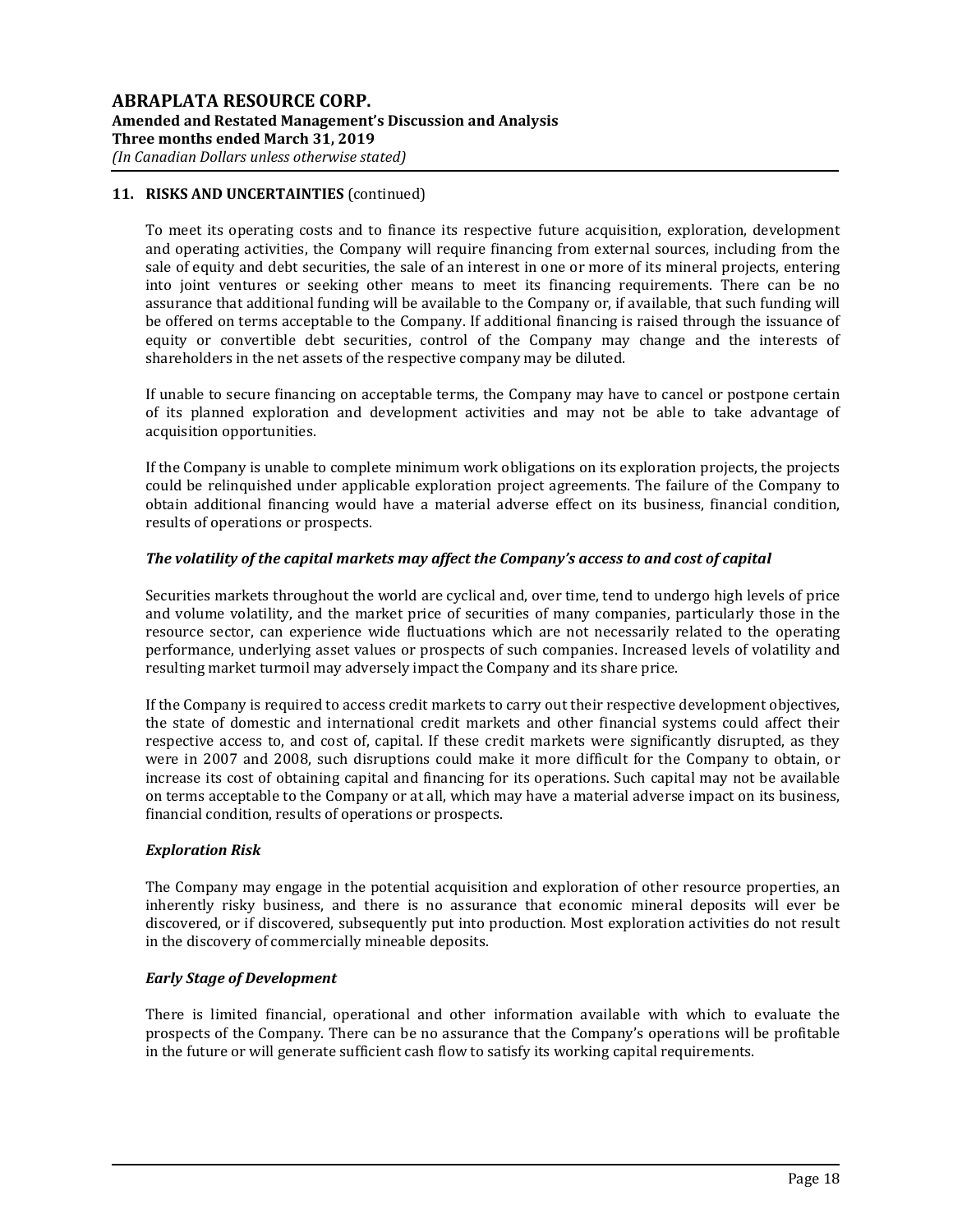## 11. RISKS AND UNCERTAINTIES (continued)

To meet its operating costs and to finance its respective future acquisition, exploration, development and operating activities, the Company will require financing from external sources, including from the sale of equity and debt securities, the sale of an interest in one or more of its mineral projects, entering into joint ventures or seeking other means to meet its financing requirements. There can be no assurance that additional funding will be available to the Company or, if available, that such funding will be offered on terms acceptable to the Company. If additional financing is raised through the issuance of equity or convertible debt securities, control of the Company may change and the interests of shareholders in the net assets of the respective company may be diluted.

If unable to secure financing on acceptable terms, the Company may have to cancel or postpone certain of its planned exploration and development activities and may not be able to take advantage of acquisition opportunities.

If the Company is unable to complete minimum work obligations on its exploration projects, the projects could be relinquished under applicable exploration project agreements. The failure of the Company to obtain additional financing would have a material adverse effect on its business, financial condition, results of operations or prospects.

### *The volatility of the capital markets may affect the Company's access to and cost of capital*

Securities markets throughout the world are cyclical and, over time, tend to undergo high levels of price and volume volatility, and the market price of securities of many companies, particularly those in the resource sector, can experience wide fluctuations which are not necessarily related to the operating performance, underlying asset values or prospects of such companies. Increased levels of volatility and resulting market turmoil may adversely impact the Company and its share price.

If the Company is required to access credit markets to carry out their respective development objectives, the state of domestic and international credit markets and other financial systems could affect their respective access to, and cost of, capital. If these credit markets were significantly disrupted, as they were in 2007 and 2008, such disruptions could make it more difficult for the Company to obtain, or increase its cost of obtaining capital and financing for its operations. Such capital may not be available on terms acceptable to the Company or at all, which may have a material adverse impact on its business, financial condition, results of operations or prospects.

### *Exploration Risk*

The Company may engage in the potential acquisition and exploration of other resource properties, an inherently risky business, and there is no assurance that economic mineral deposits will ever be discovered, or if discovered, subsequently put into production. Most exploration activities do not result in the discovery of commercially mineable deposits.

### *Early Stage of Development*

There is limited financial, operational and other information available with which to evaluate the prospects of the Company. There can be no assurance that the Company's operations will be profitable in the future or will generate sufficient cash flow to satisfy its working capital requirements.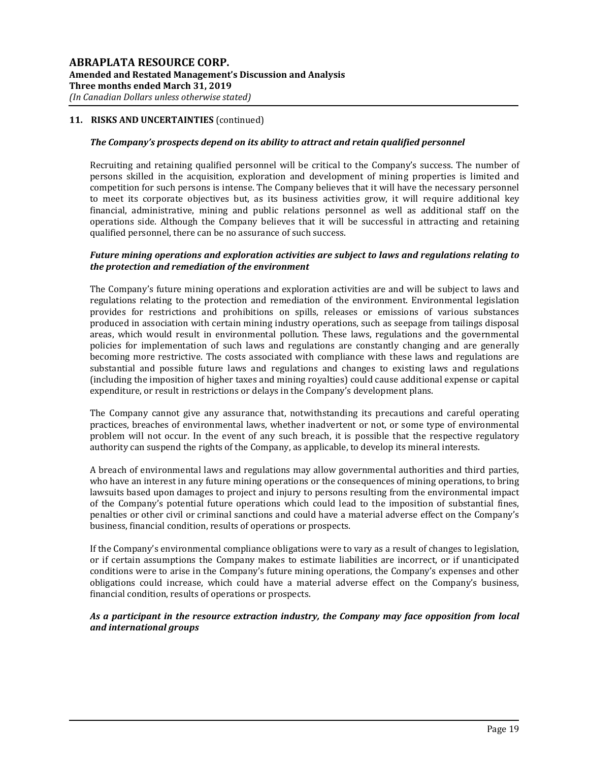## 11. RISKS AND UNCERTAINTIES (continued)

***The Company's prospects depend on its ability to attract and retain qualified personnel***

Recruiting and retaining qualified personnel will be critical to the Company's success. The number of persons skilled in the acquisition, exploration and development of mining properties is limited and competition for such persons is intense. The Company believes that it will have the necessary personnel to meet its corporate objectives but, as its business activities grow, it will require additional key financial, administrative, mining and public relations personnel as well as additional staff on the operations side. Although the Company believes that it will be successful in attracting and retaining qualified personnel, there can be no assurance of such success.

***Future mining operations and exploration activities are subject to laws and regulations relating to the protection and remediation of the environment***

The Company's future mining operations and exploration activities are and will be subject to laws and regulations relating to the protection and remediation of the environment. Environmental legislation provides for restrictions and prohibitions on spills, releases or emissions of various substances produced in association with certain mining industry operations, such as seepage from tailings disposal areas, which would result in environmental pollution. These laws, regulations and the governmental policies for implementation of such laws and regulations are constantly changing and are generally becoming more restrictive. The costs associated with compliance with these laws and regulations are substantial and possible future laws and regulations and changes to existing laws and regulations (including the imposition of higher taxes and mining royalties) could cause additional expense or capital expenditure, or result in restrictions or delays in the Company's development plans.

The Company cannot give any assurance that, notwithstanding its precautions and careful operating practices, breaches of environmental laws, whether inadvertent or not, or some type of environmental problem will not occur. In the event of any such breach, it is possible that the respective regulatory authority can suspend the rights of the Company, as applicable, to develop its mineral interests.

A breach of environmental laws and regulations may allow governmental authorities and third parties, who have an interest in any future mining operations or the consequences of mining operations, to bring lawsuits based upon damages to project and injury to persons resulting from the environmental impact of the Company's potential future operations which could lead to the imposition of substantial fines, penalties or other civil or criminal sanctions and could have a material adverse effect on the Company's business, financial condition, results of operations or prospects.

If the Company's environmental compliance obligations were to vary as a result of changes to legislation, or if certain assumptions the Company makes to estimate liabilities are incorrect, or if unanticipated conditions were to arise in the Company's future mining operations, the Company's expenses and other obligations could increase, which could have a material adverse effect on the Company's business, financial condition, results of operations or prospects.

***As a participant in the resource extraction industry, the Company may face opposition from local and international groups***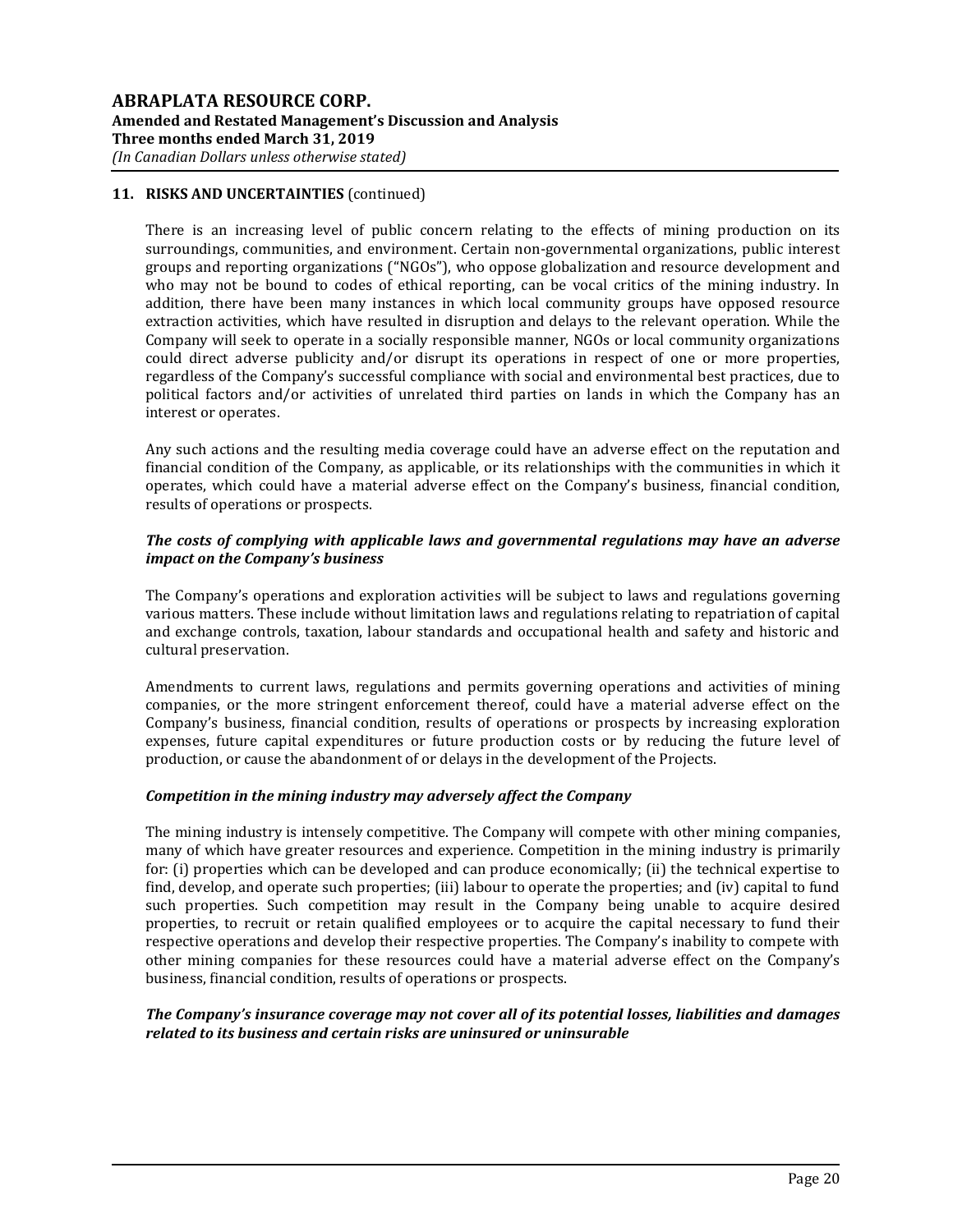## 11. RISKS AND UNCERTAINTIES (continued)

There is an increasing level of public concern relating to the effects of mining production on its surroundings, communities, and environment. Certain non-governmental organizations, public interest groups and reporting organizations ("NGOs"), who oppose globalization and resource development and who may not be bound to codes of ethical reporting, can be vocal critics of the mining industry. In addition, there have been many instances in which local community groups have opposed resource extraction activities, which have resulted in disruption and delays to the relevant operation. While the Company will seek to operate in a socially responsible manner, NGOs or local community organizations could direct adverse publicity and/or disrupt its operations in respect of one or more properties, regardless of the Company's successful compliance with social and environmental best practices, due to political factors and/or activities of unrelated third parties on lands in which the Company has an interest or operates.

Any such actions and the resulting media coverage could have an adverse effect on the reputation and financial condition of the Company, as applicable, or its relationships with the communities in which it operates, which could have a material adverse effect on the Company's business, financial condition, results of operations or prospects.

***The costs of complying with applicable laws and governmental regulations may have an adverse impact on the Company's business***

The Company's operations and exploration activities will be subject to laws and regulations governing various matters. These include without limitation laws and regulations relating to repatriation of capital and exchange controls, taxation, labour standards and occupational health and safety and historic and cultural preservation.

Amendments to current laws, regulations and permits governing operations and activities of mining companies, or the more stringent enforcement thereof, could have a material adverse effect on the Company's business, financial condition, results of operations or prospects by increasing exploration expenses, future capital expenditures or future production costs or by reducing the future level of production, or cause the abandonment of or delays in the development of the Projects.

***Competition in the mining industry may adversely affect the Company***

The mining industry is intensely competitive. The Company will compete with other mining companies, many of which have greater resources and experience. Competition in the mining industry is primarily for: (i) properties which can be developed and can produce economically; (ii) the technical expertise to find, develop, and operate such properties; (iii) labour to operate the properties; and (iv) capital to fund such properties. Such competition may result in the Company being unable to acquire desired properties, to recruit or retain qualified employees or to acquire the capital necessary to fund their respective operations and develop their respective properties. The Company's inability to compete with other mining companies for these resources could have a material adverse effect on the Company's business, financial condition, results of operations or prospects.

***The Company's insurance coverage may not cover all of its potential losses, liabilities and damages related to its business and certain risks are uninsured or uninsurable***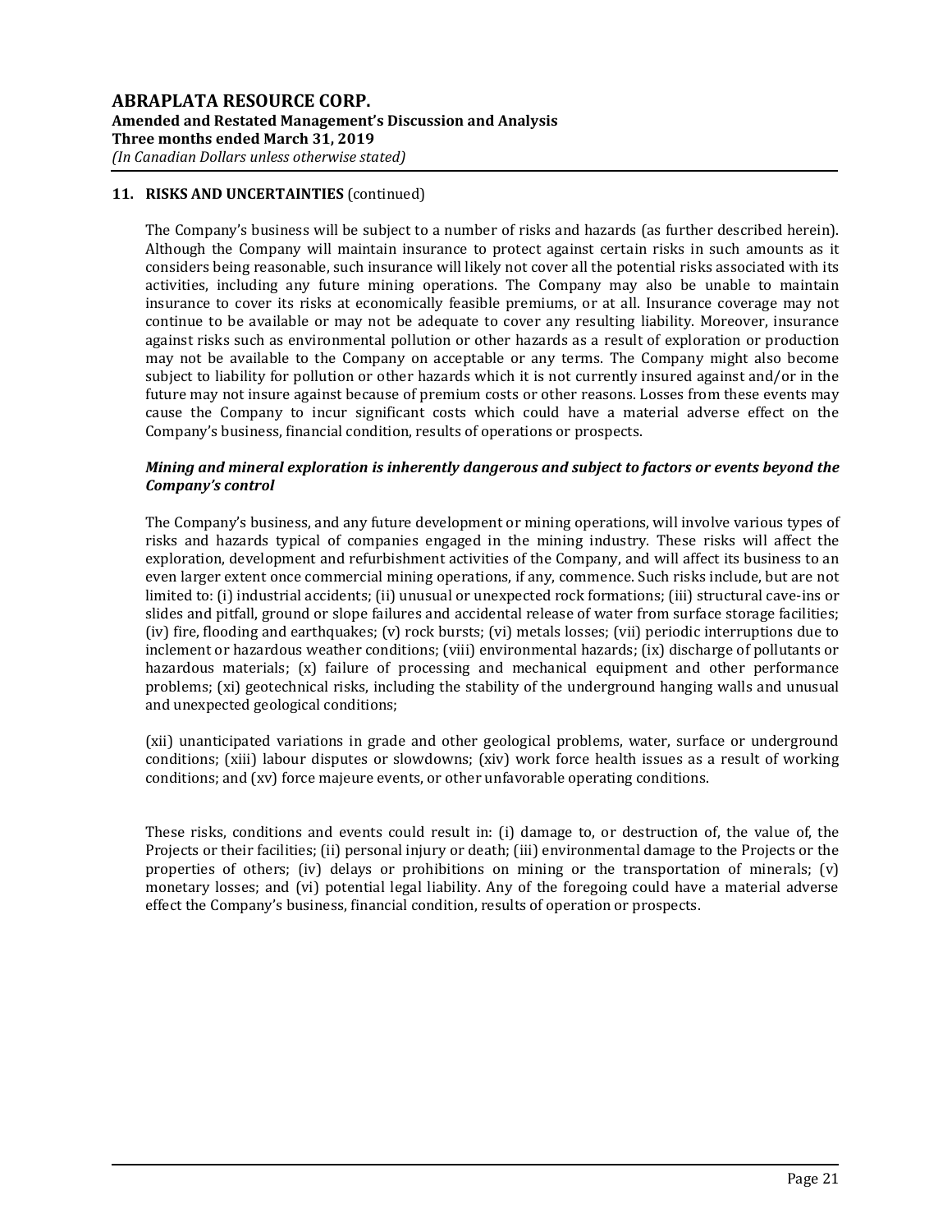## 11. RISKS AND UNCERTAINTIES (continued)

The Company's business will be subject to a number of risks and hazards (as further described herein). Although the Company will maintain insurance to protect against certain risks in such amounts as it considers being reasonable, such insurance will likely not cover all the potential risks associated with its activities, including any future mining operations. The Company may also be unable to maintain insurance to cover its risks at economically feasible premiums, or at all. Insurance coverage may not continue to be available or may not be adequate to cover any resulting liability. Moreover, insurance against risks such as environmental pollution or other hazards as a result of exploration or production may not be available to the Company on acceptable or any terms. The Company might also become subject to liability for pollution or other hazards which it is not currently insured against and/or in the future may not insure against because of premium costs or other reasons. Losses from these events may cause the Company to incur significant costs which could have a material adverse effect on the Company's business, financial condition, results of operations or prospects.

***Mining and mineral exploration is inherently dangerous and subject to factors or events beyond the Company's control***

The Company's business, and any future development or mining operations, will involve various types of risks and hazards typical of companies engaged in the mining industry. These risks will affect the exploration, development and refurbishment activities of the Company, and will affect its business to an even larger extent once commercial mining operations, if any, commence. Such risks include, but are not limited to: (i) industrial accidents; (ii) unusual or unexpected rock formations; (iii) structural cave-ins or slides and pitfall, ground or slope failures and accidental release of water from surface storage facilities; (iv) fire, flooding and earthquakes; (v) rock bursts; (vi) metals losses; (vii) periodic interruptions due to inclement or hazardous weather conditions; (viii) environmental hazards; (ix) discharge of pollutants or hazardous materials; (x) failure of processing and mechanical equipment and other performance problems; (xi) geotechnical risks, including the stability of the underground hanging walls and unusual and unexpected geological conditions;

(xii) unanticipated variations in grade and other geological problems, water, surface or underground conditions; (xiii) labour disputes or slowdowns; (xiv) work force health issues as a result of working conditions; and (xv) force majeure events, or other unfavorable operating conditions.

These risks, conditions and events could result in: (i) damage to, or destruction of, the value of, the Projects or their facilities; (ii) personal injury or death; (iii) environmental damage to the Projects or the properties of others; (iv) delays or prohibitions on mining or the transportation of minerals; (v) monetary losses; and (vi) potential legal liability. Any of the foregoing could have a material adverse effect the Company's business, financial condition, results of operation or prospects.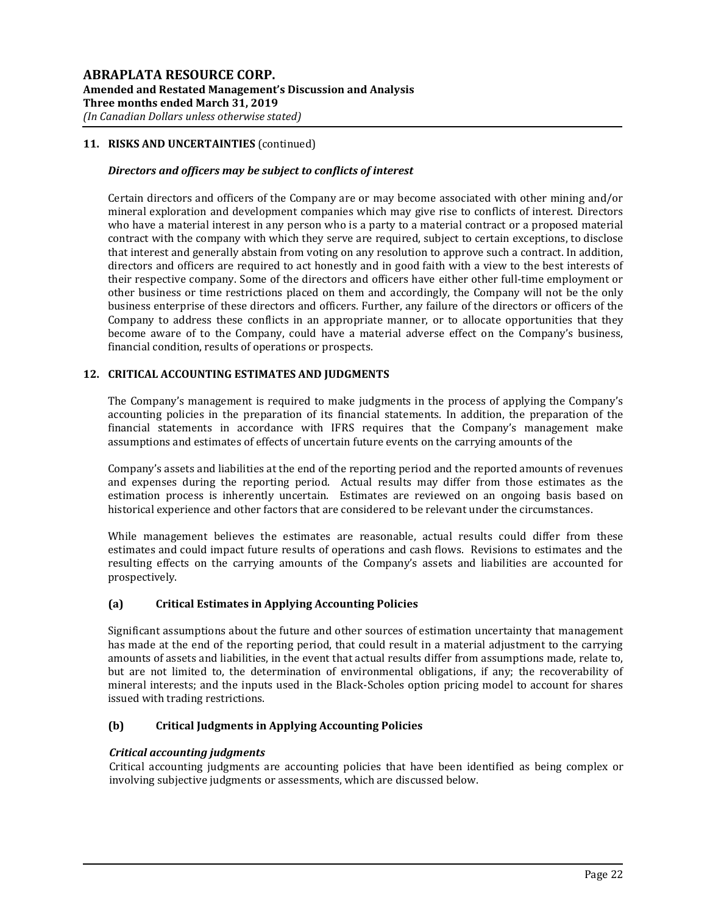## 11. RISKS AND UNCERTAINTIES (continued)

***Directors and officers may be subject to conflicts of interest***

Certain directors and officers of the Company are or may become associated with other mining and/or mineral exploration and development companies which may give rise to conflicts of interest. Directors who have a material interest in any person who is a party to a material contract or a proposed material contract with the company with which they serve are required, subject to certain exceptions, to disclose that interest and generally abstain from voting on any resolution to approve such a contract. In addition, directors and officers are required to act honestly and in good faith with a view to the best interests of their respective company. Some of the directors and officers have either other full-time employment or other business or time restrictions placed on them and accordingly, the Company will not be the only business enterprise of these directors and officers. Further, any failure of the directors or officers of the Company to address these conflicts in an appropriate manner, or to allocate opportunities that they become aware of to the Company, could have a material adverse effect on the Company's business, financial condition, results of operations or prospects.

## 12. CRITICAL ACCOUNTING ESTIMATES AND JUDGMENTS

The Company's management is required to make judgments in the process of applying the Company's accounting policies in the preparation of its financial statements. In addition, the preparation of the financial statements in accordance with IFRS requires that the Company's management make assumptions and estimates of effects of uncertain future events on the carrying amounts of the

Company's assets and liabilities at the end of the reporting period and the reported amounts of revenues and expenses during the reporting period. Actual results may differ from those estimates as the estimation process is inherently uncertain. Estimates are reviewed on an ongoing basis based on historical experience and other factors that are considered to be relevant under the circumstances.

While management believes the estimates are reasonable, actual results could differ from these estimates and could impact future results of operations and cash flows. Revisions to estimates and the resulting effects on the carrying amounts of the Company's assets and liabilities are accounted for prospectively.

### (a) Critical Estimates in Applying Accounting Policies

Significant assumptions about the future and other sources of estimation uncertainty that management has made at the end of the reporting period, that could result in a material adjustment to the carrying amounts of assets and liabilities, in the event that actual results differ from assumptions made, relate to, but are not limited to, the determination of environmental obligations, if any; the recoverability of mineral interests; and the inputs used in the Black-Scholes option pricing model to account for shares issued with trading restrictions.

### (b) Critical Judgments in Applying Accounting Policies

***Critical accounting judgments***

Critical accounting judgments are accounting policies that have been identified as being complex or involving subjective judgments or assessments, which are discussed below.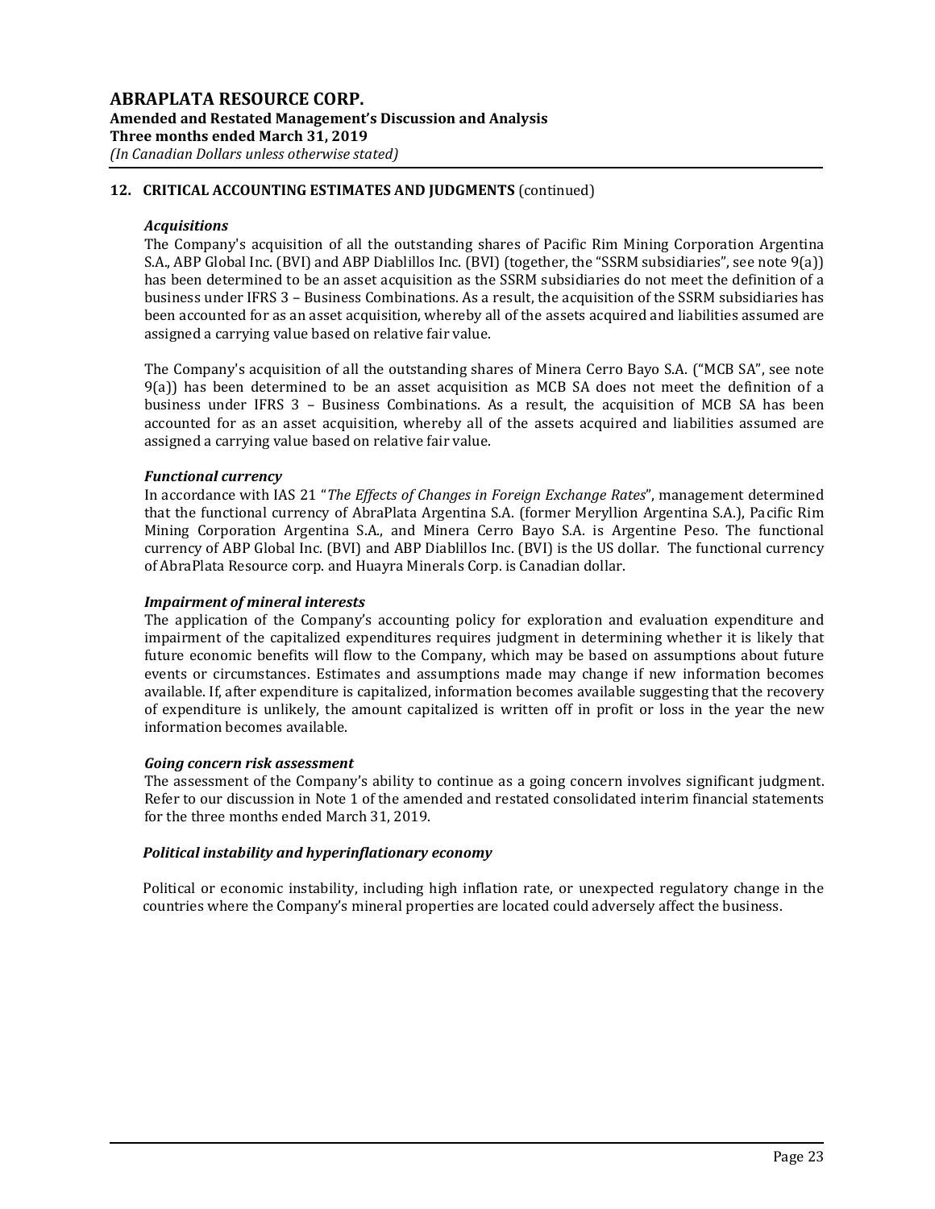## 12. CRITICAL ACCOUNTING ESTIMATES AND JUDGMENTS (continued)

### *Acquisitions*

The Company's acquisition of all the outstanding shares of Pacific Rim Mining Corporation Argentina S.A., ABP Global Inc. (BVI) and ABP Diablillos Inc. (BVI) (together, the "SSRM subsidiaries", see note 9(a)) has been determined to be an asset acquisition as the SSRM subsidiaries do not meet the definition of a business under IFRS 3 – Business Combinations. As a result, the acquisition of the SSRM subsidiaries has been accounted for as an asset acquisition, whereby all of the assets acquired and liabilities assumed are assigned a carrying value based on relative fair value.

The Company's acquisition of all the outstanding shares of Minera Cerro Bayo S.A. ("MCB SA", see note 9(a)) has been determined to be an asset acquisition as MCB SA does not meet the definition of a business under IFRS 3 – Business Combinations. As a result, the acquisition of MCB SA has been accounted for as an asset acquisition, whereby all of the assets acquired and liabilities assumed are assigned a carrying value based on relative fair value.

### *Functional currency*

In accordance with IAS 21 "*The Effects of Changes in Foreign Exchange Rates*", management determined that the functional currency of AbraPlata Argentina S.A. (former Meryllion Argentina S.A.), Pacific Rim Mining Corporation Argentina S.A., and Minera Cerro Bayo S.A. is Argentine Peso. The functional currency of ABP Global Inc. (BVI) and ABP Diablillos Inc. (BVI) is the US dollar. The functional currency of AbraPlata Resource corp. and Huayra Minerals Corp. is Canadian dollar.

### *Impairment of mineral interests*

The application of the Company's accounting policy for exploration and evaluation expenditure and impairment of the capitalized expenditures requires judgment in determining whether it is likely that future economic benefits will flow to the Company, which may be based on assumptions about future events or circumstances. Estimates and assumptions made may change if new information becomes available. If, after expenditure is capitalized, information becomes available suggesting that the recovery of expenditure is unlikely, the amount capitalized is written off in profit or loss in the year the new information becomes available.

### *Going concern risk assessment*

The assessment of the Company's ability to continue as a going concern involves significant judgment. Refer to our discussion in Note 1 of the amended and restated consolidated interim financial statements for the three months ended March 31, 2019.

### *Political instability and hyperinflationary economy*

Political or economic instability, including high inflation rate, or unexpected regulatory change in the countries where the Company's mineral properties are located could adversely affect the business.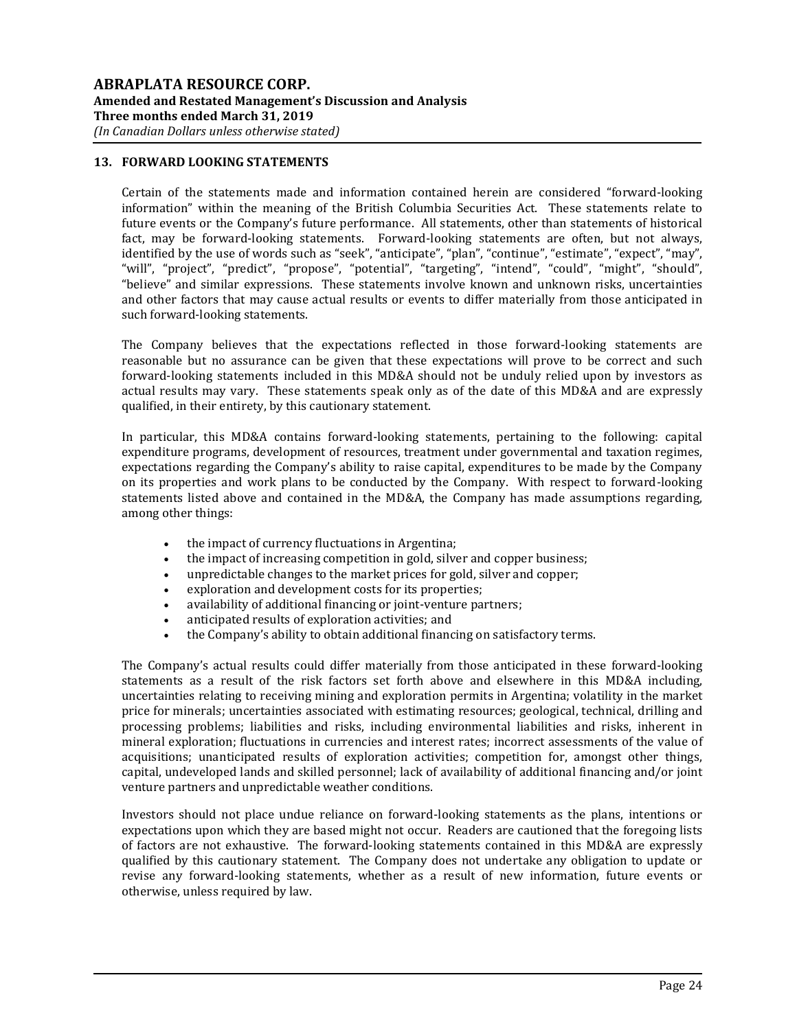## 13. FORWARD LOOKING STATEMENTS

Certain of the statements made and information contained herein are considered "forward-looking information" within the meaning of the British Columbia Securities Act. These statements relate to future events or the Company's future performance. All statements, other than statements of historical fact, may be forward-looking statements. Forward-looking statements are often, but not always, identified by the use of words such as "seek", "anticipate", "plan", "continue", "estimate", "expect", "may", "will", "project", "predict", "propose", "potential", "targeting", "intend", "could", "might", "should", "believe" and similar expressions. These statements involve known and unknown risks, uncertainties and other factors that may cause actual results or events to differ materially from those anticipated in such forward-looking statements.

The Company believes that the expectations reflected in those forward-looking statements are reasonable but no assurance can be given that these expectations will prove to be correct and such forward-looking statements included in this MD&A should not be unduly relied upon by investors as actual results may vary. These statements speak only as of the date of this MD&A and are expressly qualified, in their entirety, by this cautionary statement.

In particular, this MD&A contains forward-looking statements, pertaining to the following: capital expenditure programs, development of resources, treatment under governmental and taxation regimes, expectations regarding the Company's ability to raise capital, expenditures to be made by the Company on its properties and work plans to be conducted by the Company. With respect to forward-looking statements listed above and contained in the MD&A, the Company has made assumptions regarding, among other things:

- the impact of currency fluctuations in Argentina;
- the impact of increasing competition in gold, silver and copper business;
- unpredictable changes to the market prices for gold, silver and copper;
- exploration and development costs for its properties;
- availability of additional financing or joint-venture partners;
- anticipated results of exploration activities; and
- the Company's ability to obtain additional financing on satisfactory terms.

The Company's actual results could differ materially from those anticipated in these forward-looking statements as a result of the risk factors set forth above and elsewhere in this MD&A including, uncertainties relating to receiving mining and exploration permits in Argentina; volatility in the market price for minerals; uncertainties associated with estimating resources; geological, technical, drilling and processing problems; liabilities and risks, including environmental liabilities and risks, inherent in mineral exploration; fluctuations in currencies and interest rates; incorrect assessments of the value of acquisitions; unanticipated results of exploration activities; competition for, amongst other things, capital, undeveloped lands and skilled personnel; lack of availability of additional financing and/or joint venture partners and unpredictable weather conditions.

Investors should not place undue reliance on forward-looking statements as the plans, intentions or expectations upon which they are based might not occur. Readers are cautioned that the foregoing lists of factors are not exhaustive. The forward-looking statements contained in this MD&A are expressly qualified by this cautionary statement. The Company does not undertake any obligation to update or revise any forward-looking statements, whether as a result of new information, future events or otherwise, unless required by law.